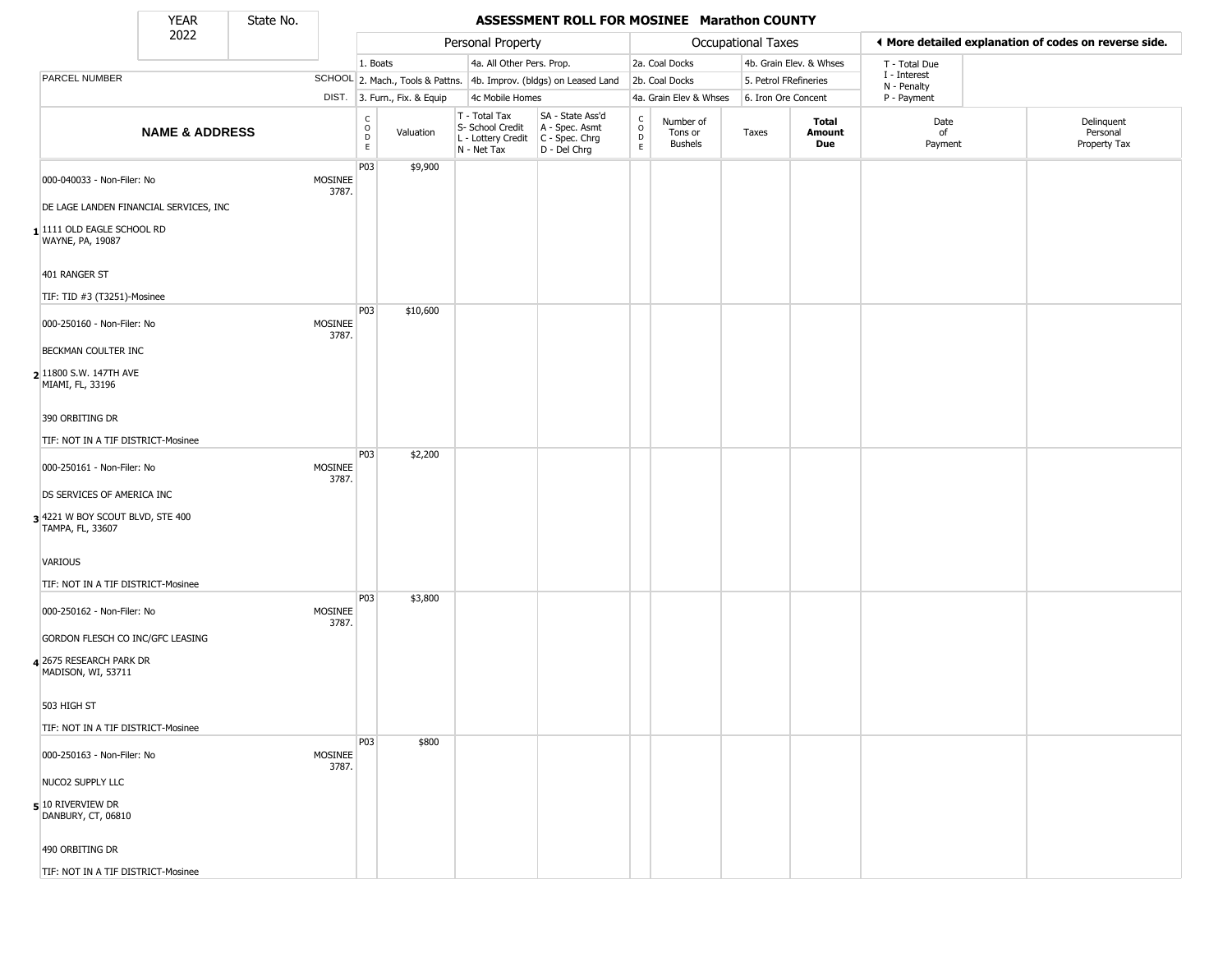| YEAR | State No. |
|---|---|
| 2022 | |

# ASSESSMENT ROLL FOR MOSINEE Marathon COUNTY

| | | Personal Property | | | | Occupational Taxes | | | | ◂ More detailed explanation of codes on reverse side. | |
|---|---|---|---|---|---|---|---|---|---|---|---|
| PARCEL NUMBER | SCHOOL DIST. | 1. Boats<br>2. Mach., Tools & Pattns.<br>3. Furn., Fix. & Equip | | 4a. All Other Pers. Prop.<br>4b. Improv. (bldgs) on Leased Land<br>4c Mobile Homes | | 2a. Coal Docks<br>2b. Coal Docks<br>4a. Grain Elev & Whses | | 4b. Grain Elev. & Whses<br>5. Petrol FRefineries<br>6. Iron Ore Concent | | T - Total Due<br>I - Interest<br>N - Penalty<br>P - Payment | |
| **NAME & ADDRESS** | | CODE | Valuation | T - Total Tax<br>S- School Credit<br>L - Lottery Credit<br>N - Net Tax | SA - State Ass'd<br>A - Spec. Asmt<br>C - Spec. Chrg<br>D - Del Chrg | CODE | Number of Tons or Bushels | Taxes | **Total Amount Due** | Date of Payment | Delinquent Personal Property Tax |
| 1 000-040033 - Non-Filer: No<br>DE LAGE LANDEN FINANCIAL SERVICES, INC<br>1111 OLD EAGLE SCHOOL RD<br>WAYNE, PA, 19087<br>401 RANGER ST<br>TIF: TID #3 (T3251)-Mosinee | MOSINEE 3787. | P03 | $9,900 | | | | | | | | |
| 2 000-250160 - Non-Filer: No<br>BECKMAN COULTER INC<br>11800 S.W. 147TH AVE<br>MIAMI, FL, 33196<br>390 ORBITING DR<br>TIF: NOT IN A TIF DISTRICT-Mosinee | MOSINEE 3787. | P03 | $10,600 | | | | | | | | |
| 3 000-250161 - Non-Filer: No<br>DS SERVICES OF AMERICA INC<br>4221 W BOY SCOUT BLVD, STE 400<br>TAMPA, FL, 33607<br>VARIOUS<br>TIF: NOT IN A TIF DISTRICT-Mosinee | MOSINEE 3787. | P03 | $2,200 | | | | | | | | |
| 4 000-250162 - Non-Filer: No<br>GORDON FLESCH CO INC/GFC LEASING<br>2675 RESEARCH PARK DR<br>MADISON, WI, 53711<br>503 HIGH ST<br>TIF: NOT IN A TIF DISTRICT-Mosinee | MOSINEE 3787. | P03 | $3,800 | | | | | | | | |
| 5 000-250163 - Non-Filer: No<br>NUCO2 SUPPLY LLC<br>10 RIVERVIEW DR<br>DANBURY, CT, 06810<br>490 ORBITING DR<br>TIF: NOT IN A TIF DISTRICT-Mosinee | MOSINEE 3787. | P03 | $800 | | | | | | | | |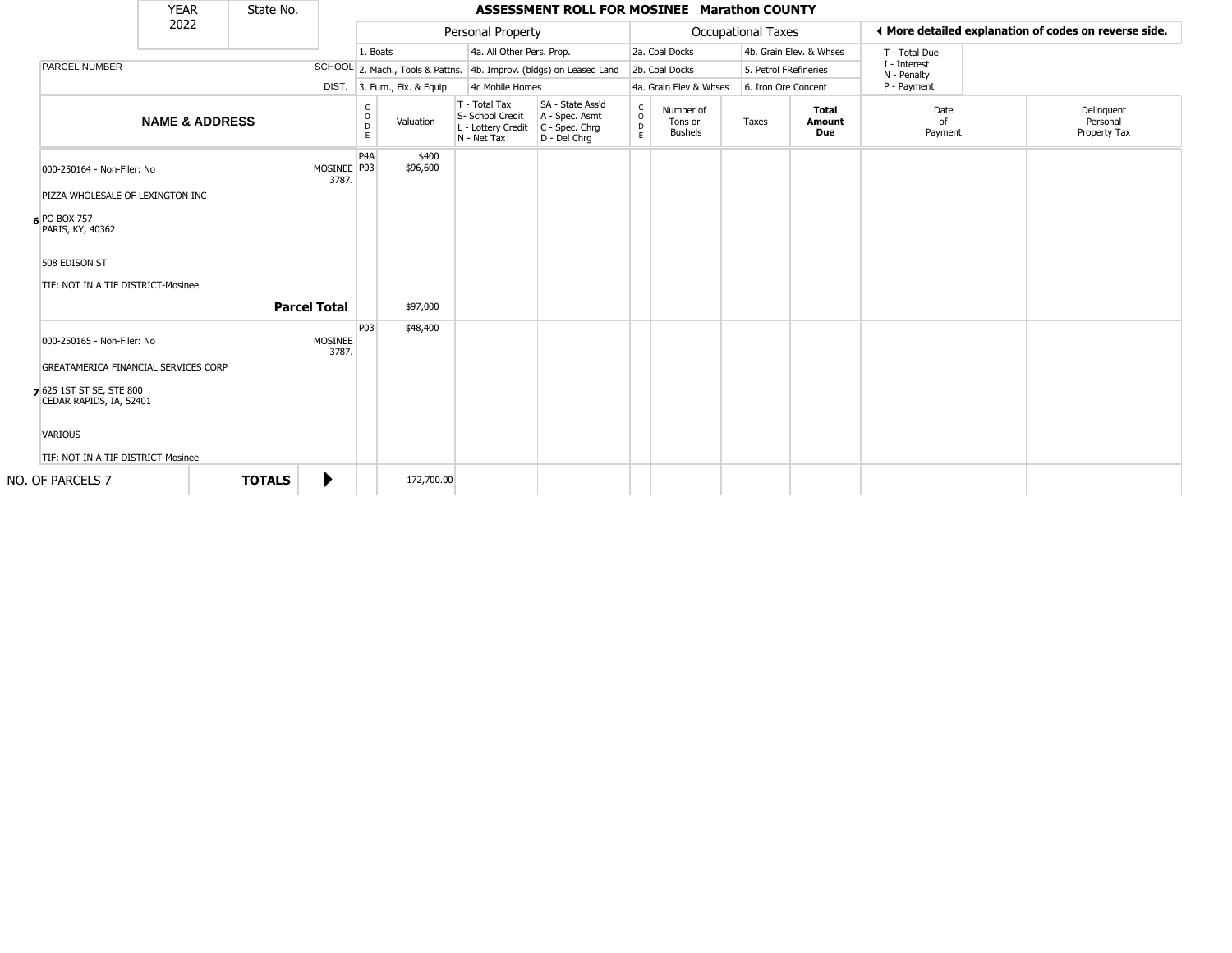| YEAR | State No. |
|---|---|
| 2022 | |

**ASSESSMENT ROLL FOR MOSINEE Marathon COUNTY**

| Personal Property | | Occupational Taxes | | ◄ More detailed explanation of codes on reverse side. |
|---|---|---|---|---|
| 1. Boats | 4a. All Other Pers. Prop. | 2a. Coal Docks | 4b. Grain Elev. & Whses | T - Total Due |
| 2. Mach., Tools & Pattns. | 4b. Improv. (bldgs) on Leased Land | 2b. Coal Docks | 5. Petrol FRefineries | I - Interest, N - Penalty |
| 3. Furn., Fix. & Equip | 4c Mobile Homes | 4a. Grain Elev & Whses | 6. Iron Ore Concent | P - Payment |

| | NAME & ADDRESS | PARCEL NUMBER / SCHOOL DIST. | CODE | Valuation | T - Total Tax, S- School Credit, L - Lottery Credit, N - Net Tax | SA - State Ass'd, A - Spec. Asmt, C - Spec. Chrg, D - Del Chrg | CODE | Number of Tons or Bushels | Taxes | Total Amount Due | Date of Payment | Delinquent Personal Property Tax |
|---|---|---|---|---|---|---|---|---|---|---|---|---|
| 6 | 000-250164 - Non-Filer: No<br>PIZZA WHOLESALE OF LEXINGTON INC<br>PO BOX 757<br>PARIS, KY, 40362<br>508 EDISON ST<br>TIF: NOT IN A TIF DISTRICT-Mosinee | MOSINEE 3787. | P4A<br>P03 | $400<br>$96,600 | | | | | | | | |
| | **Parcel Total** | | | $97,000 | | | | | | | | |
| 7 | 000-250165 - Non-Filer: No<br>GREATAMERICA FINANCIAL SERVICES CORP<br>625 1ST ST SE, STE 800<br>CEDAR RAPIDS, IA, 52401<br>VARIOUS<br>TIF: NOT IN A TIF DISTRICT-Mosinee | MOSINEE 3787. | P03 | $48,400 | | | | | | | | |
| | NO. OF PARCELS 7 | **TOTALS** ▶ | | 172,700.00 | | | | | | | | |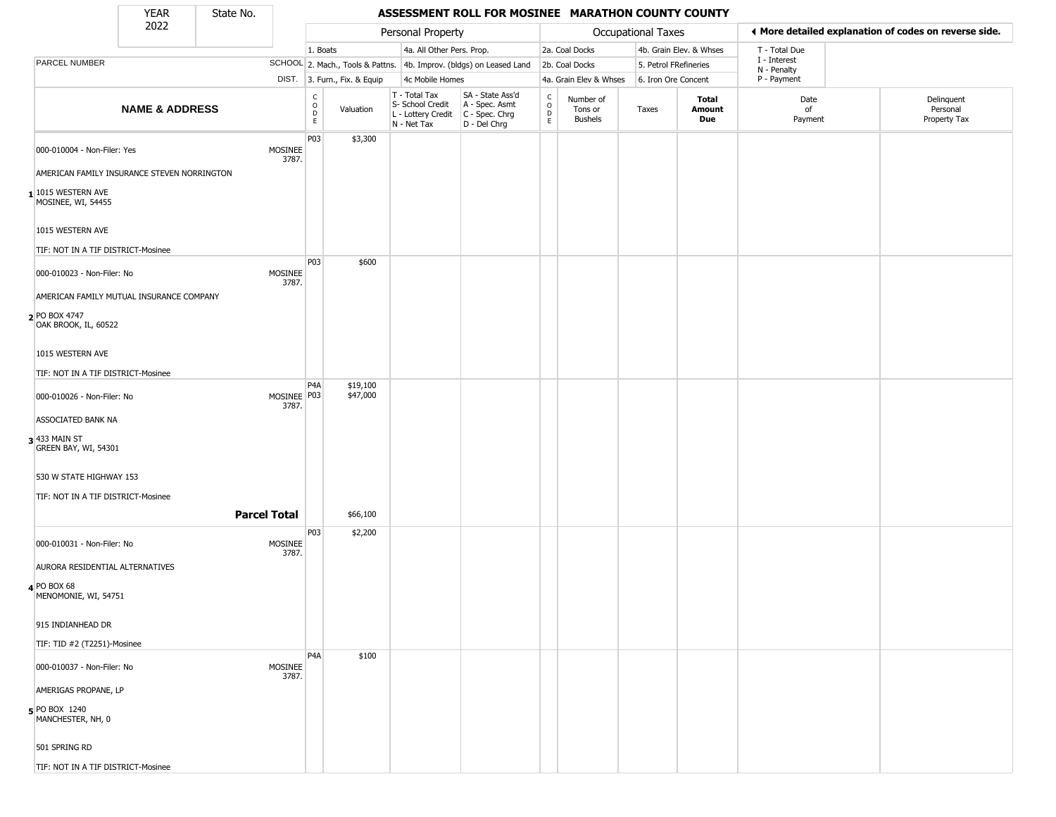# ASSESSMENT ROLL FOR MOSINEE MARATHON COUNTY COUNTY

YEAR 2022 | State No.

| Personal Property | | | | Occupational Taxes | | | |
|---|---|---|---|---|---|---|---|
| 1. Boats | 4a. All Other Pers. Prop. | | | 2a. Coal Docks | 4b. Grain Elev. & Whses | | |
| 2. Mach., Tools & Pattns. | 4b. Improv. (bldgs) on Leased Land | | | 2b. Coal Docks | 5. Petrol FRefineries | | |
| 3. Furn., Fix. & Equip | 4c Mobile Homes | | | 4a. Grain Elev & Whses | 6. Iron Ore Concent | | |

◀ More detailed explanation of codes on reverse side.

T - Total Due
I - Interest
N - Penalty
P - Payment

| | NAME & ADDRESS | PARCEL NUMBER / SCHOOL DIST. | CODE | Valuation | T - Total Tax, S- School Credit, L - Lottery Credit, N - Net Tax | SA - State Ass'd, A - Spec. Asmt, C - Spec. Chrg, D - Del Chrg | CODE | Number of Tons or Bushels | Taxes | Total Amount Due | Date of Payment | Delinquent Personal Property Tax |
|---|---|---|---|---|---|---|---|---|---|---|---|---|
| 1 | 000-010004 - Non-Filer: Yes<br>AMERICAN FAMILY INSURANCE STEVEN NORRINGTON<br>1015 WESTERN AVE<br>MOSINEE, WI, 54455<br><br>1015 WESTERN AVE<br>TIF: NOT IN A TIF DISTRICT-Mosinee | MOSINEE 3787. | P03 | $3,300 | | | | | | | | |
| 2 | 000-010023 - Non-Filer: No<br>AMERICAN FAMILY MUTUAL INSURANCE COMPANY<br>PO BOX 4747<br>OAK BROOK, IL, 60522<br><br>1015 WESTERN AVE<br>TIF: NOT IN A TIF DISTRICT-Mosinee | MOSINEE 3787. | P03 | $600 | | | | | | | | |
| 3 | 000-010026 - Non-Filer: No<br>ASSOCIATED BANK NA<br>433 MAIN ST<br>GREEN BAY, WI, 54301<br><br>530 W STATE HIGHWAY 153<br>TIF: NOT IN A TIF DISTRICT-Mosinee | MOSINEE 3787. | P4A<br>P03 | $19,100<br>$47,000 | | | | | | | | |
| | **Parcel Total** | | | $66,100 | | | | | | | | |
| 4 | 000-010031 - Non-Filer: No<br>AURORA RESIDENTIAL ALTERNATIVES<br>PO BOX 68<br>MENOMONIE, WI, 54751<br><br>915 INDIANHEAD DR<br>TIF: TID #2 (T2251)-Mosinee | MOSINEE 3787. | P03 | $2,200 | | | | | | | | |
| 5 | 000-010037 - Non-Filer: No<br>AMERIGAS PROPANE, LP<br>PO BOX 1240<br>MANCHESTER, NH, 0<br><br>501 SPRING RD<br>TIF: NOT IN A TIF DISTRICT-Mosinee | MOSINEE 3787. | P4A | $100 | | | | | | | | |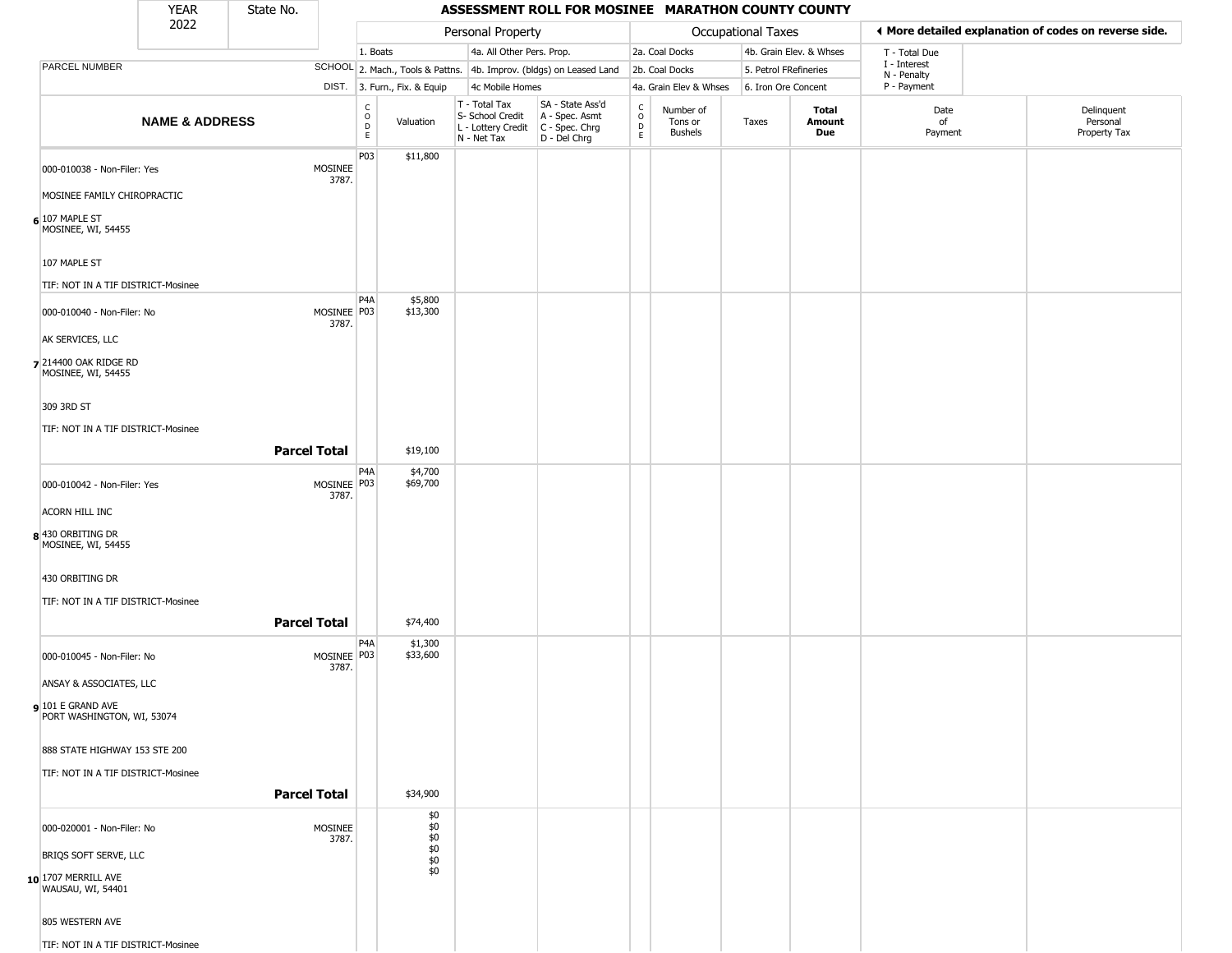| YEAR 2022 | State No. | | ASSESSMENT ROLL FOR MOSINEE MARATHON COUNTY COUNTY | | | | | | | | | |
|---|---|---|---|---|---|---|---|---|---|---|---|---|

| PARCEL NUMBER | SCHOOL DIST. | Personal Property | | | | Occupational Taxes | | | | ◄ More detailed explanation of codes on reverse side. | | |
|---|---|---|---|---|---|---|---|---|---|---|---|---|
| | | 1. Boats | | 4a. All Other Pers. Prop. | | 2a. Coal Docks | | 4b. Grain Elev. & Whses | | T - Total Due<br>I - Interest<br>N - Penalty<br>P - Payment | | |
| | | 2. Mach., Tools & Pattns. | | 4b. Improv. (bldgs) on Leased Land | | 2b. Coal Docks | | 5. Petrol FRefineries | | | | |
| | | 3. Furn., Fix. & Equip | | 4c Mobile Homes | | 4a. Grain Elev & Whses | | 6. Iron Ore Concent | | | | |
| **NAME & ADDRESS** | | CODE | Valuation | T - Total Tax<br>S- School Credit<br>L - Lottery Credit<br>N - Net Tax | SA - State Ass'd<br>A - Spec. Asmt<br>C - Spec. Chrg<br>D - Del Chrg | CODE | Number of Tons or Bushels | Taxes | **Total Amount Due** | Date of Payment | Delinquent Personal Property Tax | |
| 000-010038 - Non-Filer: Yes<br>MOSINEE FAMILY CHIROPRACTIC<br>**6** 107 MAPLE ST<br>MOSINEE, WI, 54455<br>107 MAPLE ST<br>TIF: NOT IN A TIF DISTRICT-Mosinee | MOSINEE 3787. | P03 | $11,800 | | | | | | | | | |
| 000-010040 - Non-Filer: No<br>AK SERVICES, LLC<br>**7** 214400 OAK RIDGE RD<br>MOSINEE, WI, 54455<br>309 3RD ST<br>TIF: NOT IN A TIF DISTRICT-Mosinee | MOSINEE 3787. | P4A<br>P03 | $5,800<br>$13,300 | | | | | | | | | |
| **Parcel Total** | | | $19,100 | | | | | | | | | |
| 000-010042 - Non-Filer: Yes<br>ACORN HILL INC<br>**8** 430 ORBITING DR<br>MOSINEE, WI, 54455<br>430 ORBITING DR<br>TIF: NOT IN A TIF DISTRICT-Mosinee | MOSINEE 3787. | P4A<br>P03 | $4,700<br>$69,700 | | | | | | | | | |
| **Parcel Total** | | | $74,400 | | | | | | | | | |
| 000-010045 - Non-Filer: No<br>ANSAY & ASSOCIATES, LLC<br>**9** 101 E GRAND AVE<br>PORT WASHINGTON, WI, 53074<br>888 STATE HIGHWAY 153 STE 200<br>TIF: NOT IN A TIF DISTRICT-Mosinee | MOSINEE 3787. | P4A<br>P03 | $1,300<br>$33,600 | | | | | | | | | |
| **Parcel Total** | | | $34,900 | | | | | | | | | |
| 000-020001 - Non-Filer: No<br>BRIQS SOFT SERVE, LLC<br>**10** 1707 MERRILL AVE<br>WAUSAU, WI, 54401<br>805 WESTERN AVE<br>TIF: NOT IN A TIF DISTRICT-Mosinee | MOSINEE 3787. | | $0<br>$0<br>$0<br>$0<br>$0<br>$0 | | | | | | | | | |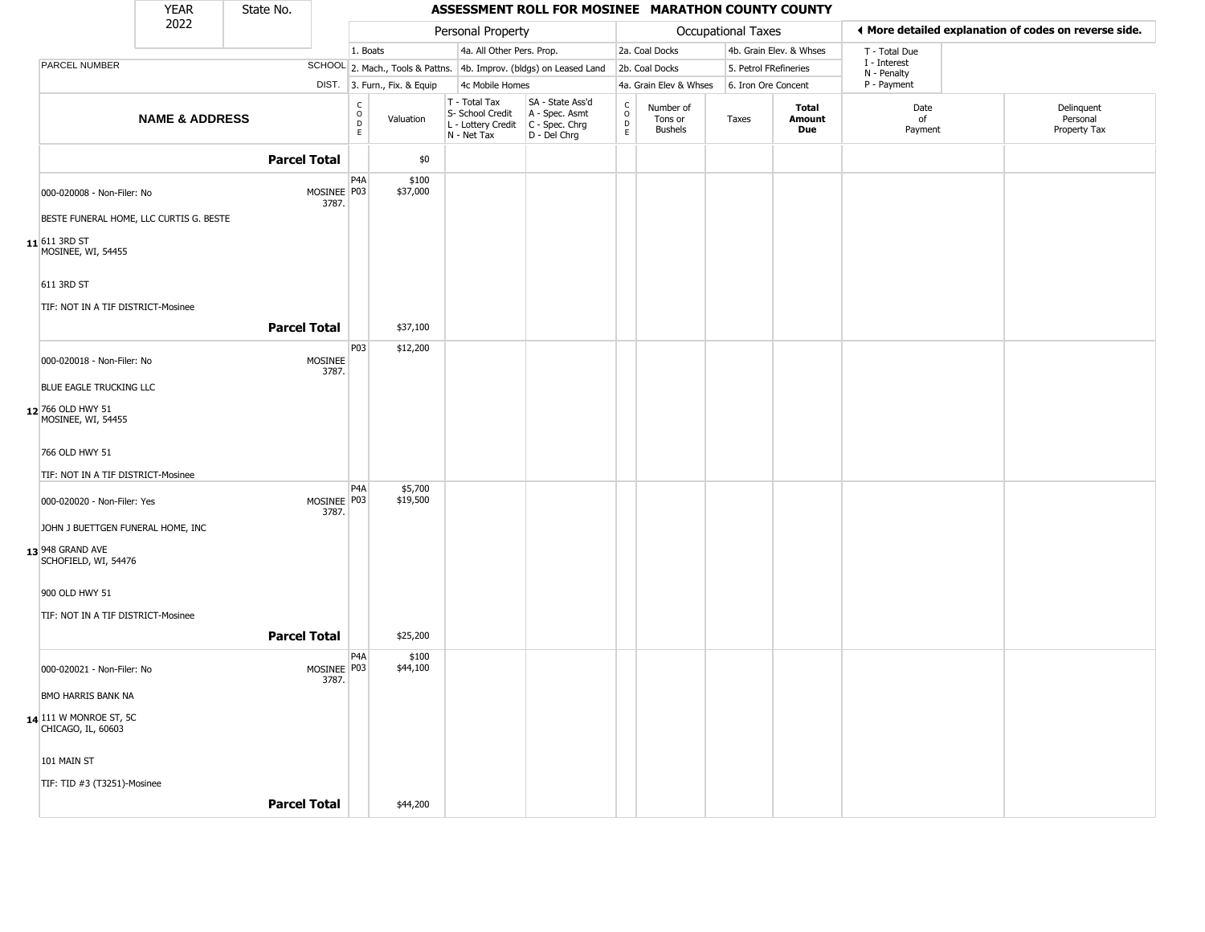| YEAR 2022 | State No. | ASSESSMENT ROLL FOR MOSINEE MARATHON COUNTY COUNTY | | | | | | | | | | |
|---|---|---|---|---|---|---|---|---|---|---|---|---|

**Personal Property:** 1. Boats; 2. Mach., Tools & Pattns.; 3. Furn., Fix. & Equip; 4a. All Other Pers. Prop.; 4b. Improv. (bldgs) on Leased Land; 4c Mobile Homes

**Occupational Taxes:** 2a. Coal Docks; 2b. Coal Docks; 4a. Grain Elev & Whses; 4b. Grain Elev. & Whses; 5. Petrol FRefineries; 6. Iron Ore Concent

◄ More detailed explanation of codes on reverse side.

T - Total Due; I - Interest; N - Penalty; P - Payment

| | NAME & ADDRESS | PARCEL NUMBER SCHOOL DIST. | CODE | Valuation | T - Total Tax S- School Credit L - Lottery Credit N - Net Tax | SA - State Ass'd A - Spec. Asmt C - Spec. Chrg D - Del Chrg | CODE | Number of Tons or Bushels | Taxes | Total Amount Due | Date of Payment | Delinquent Personal Property Tax |
|---|---|---|---|---|---|---|---|---|---|---|---|---|
| | **Parcel Total** | | | $0 | | | | | | | | |
| 11 | 000-020008 - Non-Filer: No<br>BESTE FUNERAL HOME, LLC CURTIS G. BESTE<br>611 3RD ST<br>MOSINEE, WI, 54455<br>611 3RD ST<br>TIF: NOT IN A TIF DISTRICT-Mosinee | MOSINEE 3787. | P4A<br>P03 | $100<br>$37,000 | | | | | | | | |
| | **Parcel Total** | | | $37,100 | | | | | | | | |
| 12 | 000-020018 - Non-Filer: No<br>BLUE EAGLE TRUCKING LLC<br>766 OLD HWY 51<br>MOSINEE, WI, 54455<br>766 OLD HWY 51<br>TIF: NOT IN A TIF DISTRICT-Mosinee | MOSINEE 3787. | P03 | $12,200 | | | | | | | | |
| 13 | 000-020020 - Non-Filer: Yes<br>JOHN J BUETTGEN FUNERAL HOME, INC<br>948 GRAND AVE<br>SCHOFIELD, WI, 54476<br>900 OLD HWY 51<br>TIF: NOT IN A TIF DISTRICT-Mosinee | MOSINEE 3787. | P4A<br>P03 | $5,700<br>$19,500 | | | | | | | | |
| | **Parcel Total** | | | $25,200 | | | | | | | | |
| 14 | 000-020021 - Non-Filer: No<br>BMO HARRIS BANK NA<br>111 W MONROE ST, 5C<br>CHICAGO, IL, 60603<br>101 MAIN ST<br>TIF: TID #3 (T3251)-Mosinee | MOSINEE 3787. | P4A<br>P03 | $100<br>$44,100 | | | | | | | | |
| | **Parcel Total** | | | $44,200 | | | | | | | | |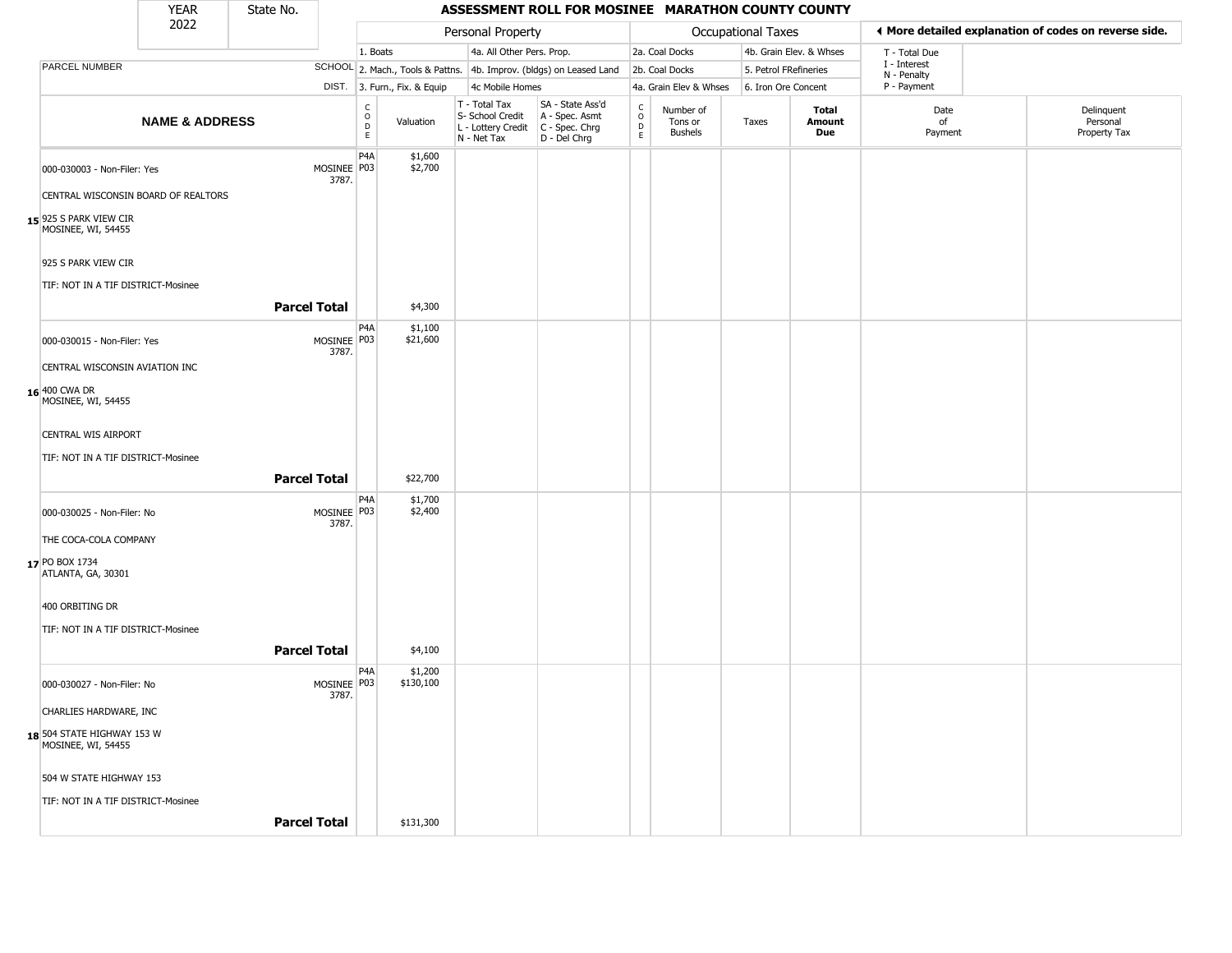| YEAR 2022 | State No. | ASSESSMENT ROLL FOR MOSINEE MARATHON COUNTY COUNTY | | | | | | | | | | |
|---|---|---|---|---|---|---|---|---|---|---|---|---|

| | | Personal Property | | | | | Occupational Taxes | | | | ◀ More detailed explanation of codes on reverse side. | |
|---|---|---|---|---|---|---|---|---|---|---|---|---|
| PARCEL NUMBER | SCHOOL | 1. Boats | | 4a. All Other Pers. Prop. | | | 2a. Coal Docks | | 4b. Grain Elev. & Whses | | T - Total Due | |
| | DIST. | 2. Mach., Tools & Pattns. | | 4b. Improv. (bldgs) on Leased Land | | | 2b. Coal Docks | | 5. Petrol FRefineries | | I - Interest | |
| | | 3. Furn., Fix. & Equip | | 4c Mobile Homes | | | 4a. Grain Elev & Whses | | 6. Iron Ore Concent | | N - Penalty | |
| | | | | | | | | | | | P - Payment | |
| **NAME & ADDRESS** | | CODE | Valuation | T - Total Tax S- School Credit L - Lottery Credit N - Net Tax | SA - State Ass'd A - Spec. Asmt C - Spec. Chrg D - Del Chrg | CODE | Number of Tons or Bushels | Taxes | **Total Amount Due** | Date of Payment | Delinquent Personal Property Tax | |
| 000-030003 - Non-Filer: Yes | MOSINEE 3787. | P4A | $1,600 | | | | | | | | | |
| | | P03 | $2,700 | | | | | | | | | |
| CENTRAL WISCONSIN BOARD OF REALTORS | | | | | | | | | | | | |
| 15 925 S PARK VIEW CIR MOSINEE, WI, 54455 | | | | | | | | | | | | |
| 925 S PARK VIEW CIR | | | | | | | | | | | | |
| TIF: NOT IN A TIF DISTRICT-Mosinee | | | | | | | | | | | | |
| | **Parcel Total** | | $4,300 | | | | | | | | | |
| 000-030015 - Non-Filer: Yes | MOSINEE 3787. | P4A | $1,100 | | | | | | | | | |
| | | P03 | $21,600 | | | | | | | | | |
| CENTRAL WISCONSIN AVIATION INC | | | | | | | | | | | | |
| 16 400 CWA DR MOSINEE, WI, 54455 | | | | | | | | | | | | |
| CENTRAL WIS AIRPORT | | | | | | | | | | | | |
| TIF: NOT IN A TIF DISTRICT-Mosinee | | | | | | | | | | | | |
| | **Parcel Total** | | $22,700 | | | | | | | | | |
| 000-030025 - Non-Filer: No | MOSINEE 3787. | P4A | $1,700 | | | | | | | | | |
| | | P03 | $2,400 | | | | | | | | | |
| THE COCA-COLA COMPANY | | | | | | | | | | | | |
| 17 PO BOX 1734 ATLANTA, GA, 30301 | | | | | | | | | | | | |
| 400 ORBITING DR | | | | | | | | | | | | |
| TIF: NOT IN A TIF DISTRICT-Mosinee | | | | | | | | | | | | |
| | **Parcel Total** | | $4,100 | | | | | | | | | |
| 000-030027 - Non-Filer: No | MOSINEE 3787. | P4A | $1,200 | | | | | | | | | |
| | | P03 | $130,100 | | | | | | | | | |
| CHARLIES HARDWARE, INC | | | | | | | | | | | | |
| 18 504 STATE HIGHWAY 153 W MOSINEE, WI, 54455 | | | | | | | | | | | | |
| 504 W STATE HIGHWAY 153 | | | | | | | | | | | | |
| TIF: NOT IN A TIF DISTRICT-Mosinee | | | | | | | | | | | | |
| | **Parcel Total** | | $131,300 | | | | | | | | | |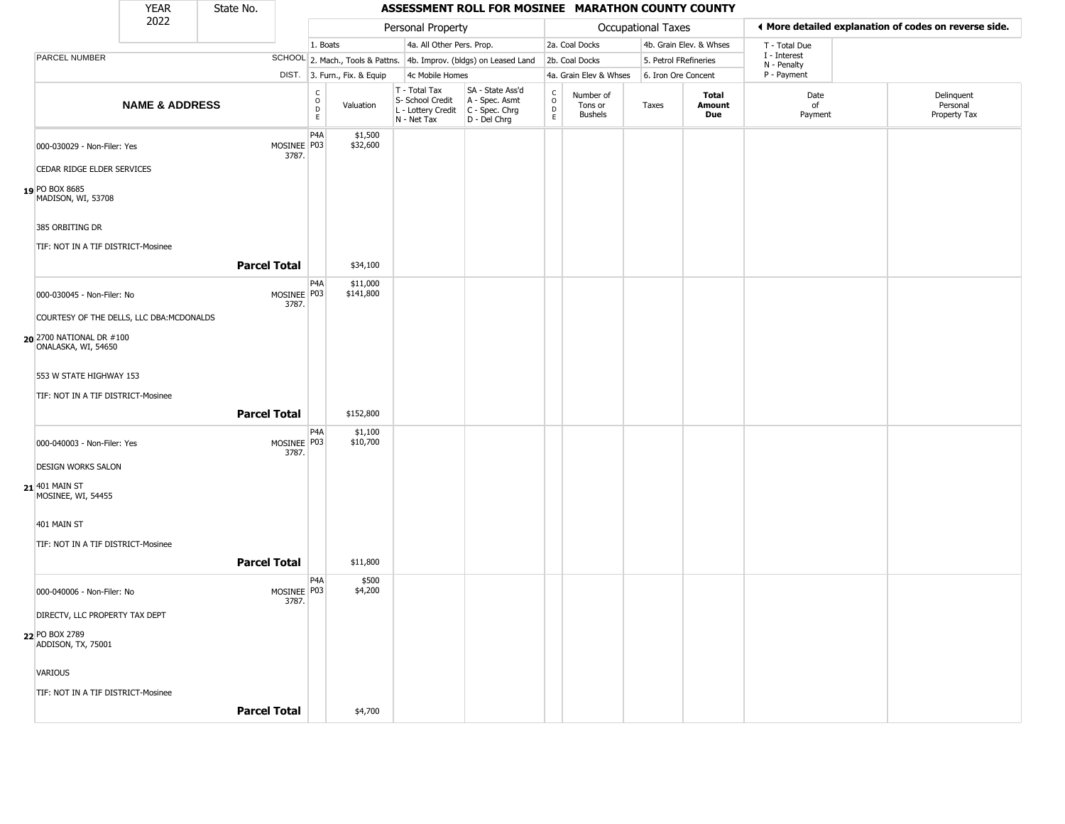| YEAR 2022 | State No. | ASSESSMENT ROLL FOR MOSINEE MARATHON COUNTY COUNTY |
|---|---|---|

| | | Personal Property | | | | Occupational Taxes | | | | ◄ More detailed explanation of codes on reverse side. | |
|---|---|---|---|---|---|---|---|---|---|---|---|
| PARCEL NUMBER | SCHOOL DIST. | 1. Boats<br>2. Mach., Tools & Pattns.<br>3. Furn., Fix. & Equip | | 4a. All Other Pers. Prop.<br>4b. Improv. (bldgs) on Leased Land<br>4c Mobile Homes | | 2a. Coal Docks<br>2b. Coal Docks<br>4a. Grain Elev & Whses | | 4b. Grain Elev. & Whses<br>5. Petrol FRefineries<br>6. Iron Ore Concent | | T - Total Due<br>I - Interest<br>N - Penalty<br>P - Payment | |
| **NAME & ADDRESS** | | CODE | Valuation | T - Total Tax<br>S- School Credit<br>L - Lottery Credit<br>N - Net Tax | SA - State Ass'd<br>A - Spec. Asmt<br>C - Spec. Chrg<br>D - Del Chrg | CODE | Number of Tons or Bushels | Taxes | **Total Amount Due** | Date of Payment | Delinquent Personal Property Tax |
| 19 000-030029 - Non-Filer: Yes<br>CEDAR RIDGE ELDER SERVICES<br>PO BOX 8685<br>MADISON, WI, 53708<br>385 ORBITING DR<br>TIF: NOT IN A TIF DISTRICT-Mosinee | MOSINEE 3787. | P4A<br>P03 | $1,500<br>$32,600 | | | | | | | | |
| **Parcel Total** | | | $34,100 | | | | | | | | |
| 20 000-030045 - Non-Filer: No<br>COURTESY OF THE DELLS, LLC DBA:MCDONALDS<br>2700 NATIONAL DR #100<br>ONALASKA, WI, 54650<br>553 W STATE HIGHWAY 153<br>TIF: NOT IN A TIF DISTRICT-Mosinee | MOSINEE 3787. | P4A<br>P03 | $11,000<br>$141,800 | | | | | | | | |
| **Parcel Total** | | | $152,800 | | | | | | | | |
| 21 000-040003 - Non-Filer: Yes<br>DESIGN WORKS SALON<br>401 MAIN ST<br>MOSINEE, WI, 54455<br>401 MAIN ST<br>TIF: NOT IN A TIF DISTRICT-Mosinee | MOSINEE 3787. | P4A<br>P03 | $1,100<br>$10,700 | | | | | | | | |
| **Parcel Total** | | | $11,800 | | | | | | | | |
| 22 000-040006 - Non-Filer: No<br>DIRECTV, LLC PROPERTY TAX DEPT<br>PO BOX 2789<br>ADDISON, TX, 75001<br>VARIOUS<br>TIF: NOT IN A TIF DISTRICT-Mosinee | MOSINEE 3787. | P4A<br>P03 | $500<br>$4,200 | | | | | | | | |
| **Parcel Total** | | | $4,700 | | | | | | | | |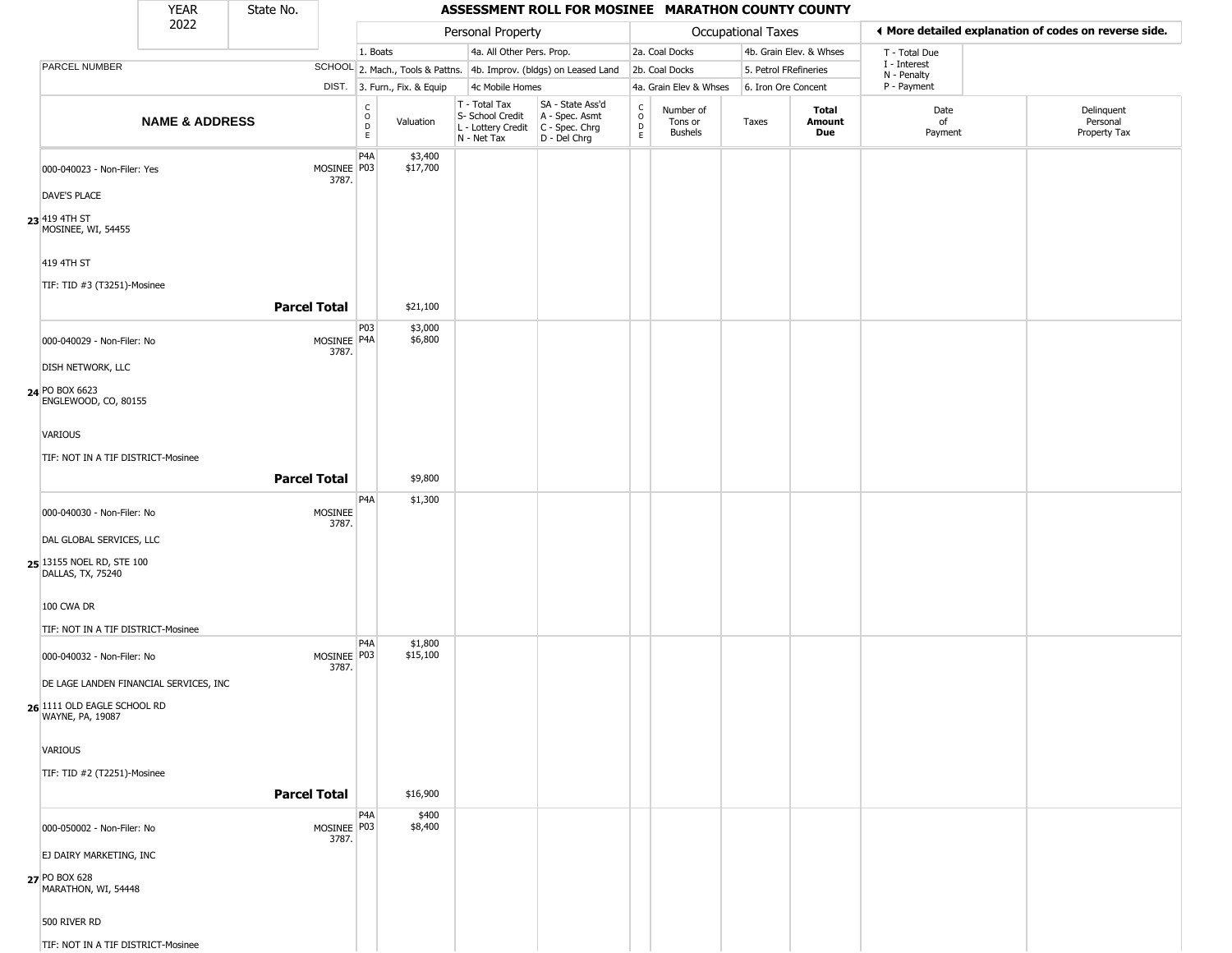| YEAR 2022 | State No. |
|---|---|

# ASSESSMENT ROLL FOR MOSINEE MARATHON COUNTY COUNTY

| | | Personal Property | | | | | Occupational Taxes | | | | ◀ More detailed explanation of codes on reverse side. | |
|---|---|---|---|---|---|---|---|---|---|---|---|---|
| PARCEL NUMBER | SCHOOL | 1. Boats | | 4a. All Other Pers. Prop. | | 2a. Coal Docks | | 4b. Grain Elev. & Whses | | | T - Total Due | |
| | | 2. Mach., Tools & Pattns. | | 4b. Improv. (bldgs) on Leased Land | | 2b. Coal Docks | | 5. Petrol FRefineries | | | I - Interest | |
| | DIST. | 3. Furn., Fix. & Equip | | 4c Mobile Homes | | 4a. Grain Elev & Whses | | 6. Iron Ore Concent | | | N - Penalty / P - Payment | |
| **NAME & ADDRESS** | | CODE | Valuation | T - Total Tax / S- School Credit / L - Lottery Credit / N - Net Tax | SA - State Ass'd / A - Spec. Asmt / C - Spec. Chrg / D - Del Chrg | CODE | Number of Tons or Bushels | Taxes | **Total Amount Due** | | Date of Payment | Delinquent Personal Property Tax |
| 23 000-040023 - Non-Filer: Yes<br>DAVE'S PLACE<br>419 4TH ST<br>MOSINEE, WI, 54455<br>419 4TH ST<br>TIF: TID #3 (T3251)-Mosinee | MOSINEE 3787. | P4A<br>P03 | $3,400<br>$17,700 | | | | | | | | | |
| **Parcel Total** | | | $21,100 | | | | | | | | | |
| 24 000-040029 - Non-Filer: No<br>DISH NETWORK, LLC<br>PO BOX 6623<br>ENGLEWOOD, CO, 80155<br>VARIOUS<br>TIF: NOT IN A TIF DISTRICT-Mosinee | MOSINEE 3787. | P03<br>P4A | $3,000<br>$6,800 | | | | | | | | | |
| **Parcel Total** | | | $9,800 | | | | | | | | | |
| 25 000-040030 - Non-Filer: No<br>DAL GLOBAL SERVICES, LLC<br>13155 NOEL RD, STE 100<br>DALLAS, TX, 75240<br>100 CWA DR<br>TIF: NOT IN A TIF DISTRICT-Mosinee | MOSINEE 3787. | P4A | $1,300 | | | | | | | | | |
| 26 000-040032 - Non-Filer: No<br>DE LAGE LANDEN FINANCIAL SERVICES, INC<br>1111 OLD EAGLE SCHOOL RD<br>WAYNE, PA, 19087<br>VARIOUS<br>TIF: TID #2 (T2251)-Mosinee | MOSINEE 3787. | P4A<br>P03 | $1,800<br>$15,100 | | | | | | | | | |
| **Parcel Total** | | | $16,900 | | | | | | | | | |
| 27 000-050002 - Non-Filer: No<br>EJ DAIRY MARKETING, INC<br>PO BOX 628<br>MARATHON, WI, 54448<br>500 RIVER RD<br>TIF: NOT IN A TIF DISTRICT-Mosinee | MOSINEE 3787. | P4A<br>P03 | $400<br>$8,400 | | | | | | | | | |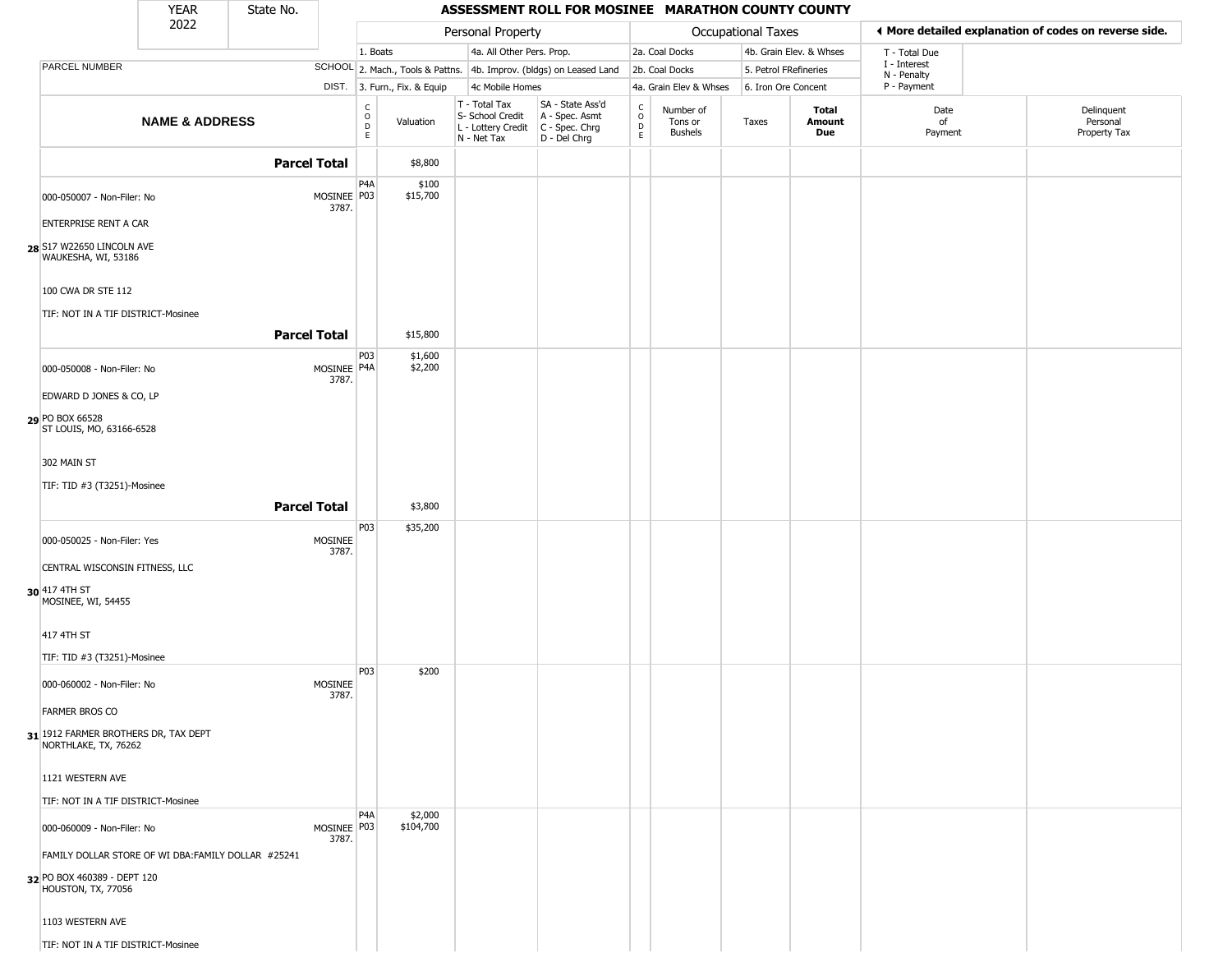# ASSESSMENT ROLL FOR MOSINEE MARATHON COUNTY COUNTY

YEAR 2022 | State No.

| | | Personal Property | | | | Occupational Taxes | | | | ◀ More detailed explanation of codes on reverse side. | |
|---|---|---|---|---|---|---|---|---|---|---|---|
| PARCEL NUMBER | SCHOOL DIST. | 1. Boats<br>2. Mach., Tools & Pattns.<br>3. Furn., Fix. & Equip | | 4a. All Other Pers. Prop.<br>4b. Improv. (bldgs) on Leased Land<br>4c Mobile Homes | | 2a. Coal Docks<br>2b. Coal Docks<br>4a. Grain Elev & Whses | | 4b. Grain Elev. & Whses<br>5. Petrol FRefineries<br>6. Iron Ore Concent | | T - Total Due<br>I - Interest<br>N - Penalty<br>P - Payment | |
| **NAME & ADDRESS** | | CODE | Valuation | T - Total Tax<br>S- School Credit<br>L - Lottery Credit<br>N - Net Tax | SA - State Ass'd<br>A - Spec. Asmt<br>C - Spec. Chrg<br>D - Del Chrg | CODE | Number of Tons or Bushels | Taxes | **Total Amount Due** | Date of Payment | Delinquent Personal Property Tax |
| **Parcel Total** | | | $8,800 | | | | | | | | |
| 000-050007 - Non-Filer: No<br>ENTERPRISE RENT A CAR<br>**28** S17 W22650 LINCOLN AVE<br>WAUKESHA, WI, 53186<br>100 CWA DR STE 112<br>TIF: NOT IN A TIF DISTRICT-Mosinee | MOSINEE 3787. | P4A<br>P03 | $100<br>$15,700 | | | | | | | | |
| **Parcel Total** | | | $15,800 | | | | | | | | |
| 000-050008 - Non-Filer: No<br>EDWARD D JONES & CO, LP<br>**29** PO BOX 66528<br>ST LOUIS, MO, 63166-6528<br>302 MAIN ST<br>TIF: TID #3 (T3251)-Mosinee | MOSINEE 3787. | P03<br>P4A | $1,600<br>$2,200 | | | | | | | | |
| **Parcel Total** | | | $3,800 | | | | | | | | |
| 000-050025 - Non-Filer: Yes<br>CENTRAL WISCONSIN FITNESS, LLC<br>**30** 417 4TH ST<br>MOSINEE, WI, 54455<br>417 4TH ST<br>TIF: TID #3 (T3251)-Mosinee | MOSINEE 3787. | P03 | $35,200 | | | | | | | | |
| 000-060002 - Non-Filer: No<br>FARMER BROS CO<br>**31** 1912 FARMER BROTHERS DR, TAX DEPT<br>NORTHLAKE, TX, 76262<br>1121 WESTERN AVE<br>TIF: NOT IN A TIF DISTRICT-Mosinee | MOSINEE 3787. | P03 | $200 | | | | | | | | |
| 000-060009 - Non-Filer: No<br>FAMILY DOLLAR STORE OF WI DBA:FAMILY DOLLAR #25241<br>**32** PO BOX 460389 - DEPT 120<br>HOUSTON, TX, 77056<br>1103 WESTERN AVE<br>TIF: NOT IN A TIF DISTRICT-Mosinee | MOSINEE 3787. | P4A<br>P03 | $2,000<br>$104,700 | | | | | | | | |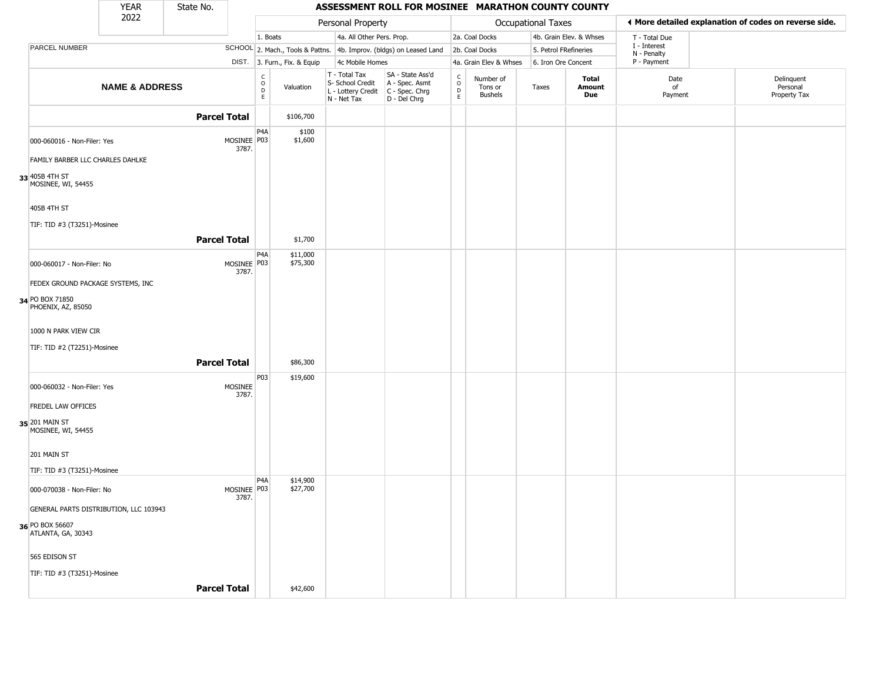| YEAR 2022 | State No. |
|---|---|

# ASSESSMENT ROLL FOR MOSINEE MARATHON COUNTY COUNTY

| | | Personal Property | | | | Occupational Taxes | | | | ◄ More detailed explanation of codes on reverse side. | |
|---|---|---|---|---|---|---|---|---|---|---|---|
| | | 1. Boats | | 4a. All Other Pers. Prop. | | 2a. Coal Docks | | 4b. Grain Elev. & Whses | | T - Total Due | |
| PARCEL NUMBER | SCHOOL | 2. Mach., Tools & Pattns. | | 4b. Improv. (bldgs) on Leased Land | | 2b. Coal Docks | | 5. Petrol FRefineries | | I - Interest N - Penalty | |
| | DIST. | 3. Furn., Fix. & Equip | | 4c Mobile Homes | | 4a. Grain Elev & Whses | | 6. Iron Ore Concent | | P - Payment | |
| **NAME & ADDRESS** | | CODE | Valuation | T - Total Tax S- School Credit L - Lottery Credit N - Net Tax | SA - State Ass'd A - Spec. Asmt C - Spec. Chrg D - Del Chrg | CODE | Number of Tons or Bushels | Taxes | **Total Amount Due** | Date of Payment | Delinquent Personal Property Tax |
| **Parcel Total** | | | $106,700 | | | | | | | | |
| 000-060016 - Non-Filer: Yes | MOSINEE 3787. | P4A P03 | $100 $1,600 | | | | | | | | |
| FAMILY BARBER LLC CHARLES DAHLKE | | | | | | | | | | | |
| 33 405B 4TH ST MOSINEE, WI, 54455 | | | | | | | | | | | |
| 405B 4TH ST | | | | | | | | | | | |
| TIF: TID #3 (T3251)-Mosinee | | | | | | | | | | | |
| **Parcel Total** | | | $1,700 | | | | | | | | |
| 000-060017 - Non-Filer: No | MOSINEE 3787. | P4A P03 | $11,000 $75,300 | | | | | | | | |
| FEDEX GROUND PACKAGE SYSTEMS, INC | | | | | | | | | | | |
| 34 PO BOX 71850 PHOENIX, AZ, 85050 | | | | | | | | | | | |
| 1000 N PARK VIEW CIR | | | | | | | | | | | |
| TIF: TID #2 (T2251)-Mosinee | | | | | | | | | | | |
| **Parcel Total** | | | $86,300 | | | | | | | | |
| 000-060032 - Non-Filer: Yes | MOSINEE 3787. | P03 | $19,600 | | | | | | | | |
| FREDEL LAW OFFICES | | | | | | | | | | | |
| 35 201 MAIN ST MOSINEE, WI, 54455 | | | | | | | | | | | |
| 201 MAIN ST | | | | | | | | | | | |
| TIF: TID #3 (T3251)-Mosinee | | | | | | | | | | | |
| 000-070038 - Non-Filer: No | MOSINEE 3787. | P4A P03 | $14,900 $27,700 | | | | | | | | |
| GENERAL PARTS DISTRIBUTION, LLC 103943 | | | | | | | | | | | |
| 36 PO BOX 56607 ATLANTA, GA, 30343 | | | | | | | | | | | |
| 565 EDISON ST | | | | | | | | | | | |
| TIF: TID #3 (T3251)-Mosinee | | | | | | | | | | | |
| **Parcel Total** | | | $42,600 | | | | | | | | |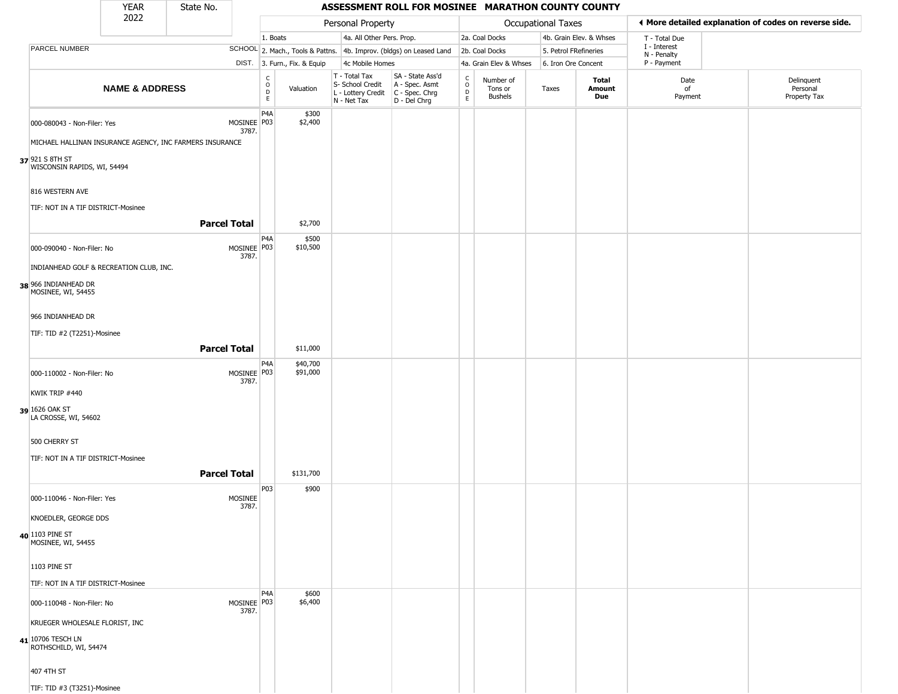| YEAR 2022 | State No. | | ASSESSMENT ROLL FOR MOSINEE MARATHON COUNTY COUNTY | | | | | | | | | |
|---|---|---|---|---|---|---|---|---|---|---|---|---|

| | | Personal Property | | | | Occupational Taxes | | | | ◀ More detailed explanation of codes on reverse side. | |
|---|---|---|---|---|---|---|---|---|---|---|---|
| | | 1. Boats | | 4a. All Other Pers. Prop. | | 2a. Coal Docks | | 4b. Grain Elev. & Whses | | T - Total Due | |
| PARCEL NUMBER | SCHOOL | 2. Mach., Tools & Pattns. | | 4b. Improv. (bldgs) on Leased Land | | 2b. Coal Docks | | 5. Petrol FRefineries | | I - Interest<br>N - Penalty | |
| | DIST. | 3. Furn., Fix. & Equip | | 4c Mobile Homes | | 4a. Grain Elev & Whses | | 6. Iron Ore Concent | | P - Payment | |

| NAME & ADDRESS | | CODE | Valuation | T - Total Tax<br>S- School Credit<br>L - Lottery Credit<br>N - Net Tax | SA - State Ass'd<br>A - Spec. Asmt<br>C - Spec. Chrg<br>D - Del Chrg | CODE | Number of Tons or Bushels | Taxes | Total Amount Due | Date of Payment | Delinquent Personal Property Tax |
|---|---|---|---|---|---|---|---|---|---|---|---|
| 000-080043 - Non-Filer: Yes | MOSINEE 3787. | P4A<br>P03 | $300<br>$2,400 | | | | | | | | |
| MICHAEL HALLINAN INSURANCE AGENCY, INC FARMERS INSURANCE | | | | | | | | | | | |
| 37 921 S 8TH ST<br>WISCONSIN RAPIDS, WI, 54494 | | | | | | | | | | | |
| 816 WESTERN AVE | | | | | | | | | | | |
| TIF: NOT IN A TIF DISTRICT-Mosinee | | | | | | | | | | | |
| | **Parcel Total** | | $2,700 | | | | | | | | |
| 000-090040 - Non-Filer: No | MOSINEE 3787. | P4A<br>P03 | $500<br>$10,500 | | | | | | | | |
| INDIANHEAD GOLF & RECREATION CLUB, INC. | | | | | | | | | | | |
| 38 966 INDIANHEAD DR<br>MOSINEE, WI, 54455 | | | | | | | | | | | |
| 966 INDIANHEAD DR | | | | | | | | | | | |
| TIF: TID #2 (T2251)-Mosinee | | | | | | | | | | | |
| | **Parcel Total** | | $11,000 | | | | | | | | |
| 000-110002 - Non-Filer: No | MOSINEE 3787. | P4A<br>P03 | $40,700<br>$91,000 | | | | | | | | |
| KWIK TRIP #440 | | | | | | | | | | | |
| 39 1626 OAK ST<br>LA CROSSE, WI, 54602 | | | | | | | | | | | |
| 500 CHERRY ST | | | | | | | | | | | |
| TIF: NOT IN A TIF DISTRICT-Mosinee | | | | | | | | | | | |
| | **Parcel Total** | | $131,700 | | | | | | | | |
| 000-110046 - Non-Filer: Yes | MOSINEE 3787. | P03 | $900 | | | | | | | | |
| KNOEDLER, GEORGE DDS | | | | | | | | | | | |
| 40 1103 PINE ST<br>MOSINEE, WI, 54455 | | | | | | | | | | | |
| 1103 PINE ST | | | | | | | | | | | |
| TIF: NOT IN A TIF DISTRICT-Mosinee | | | | | | | | | | | |
| 000-110048 - Non-Filer: No | MOSINEE 3787. | P4A<br>P03 | $600<br>$6,400 | | | | | | | | |
| KRUEGER WHOLESALE FLORIST, INC | | | | | | | | | | | |
| 41 10706 TESCH LN<br>ROTHSCHILD, WI, 54474 | | | | | | | | | | | |
| 407 4TH ST | | | | | | | | | | | |
| TIF: TID #3 (T3251)-Mosinee | | | | | | | | | | | |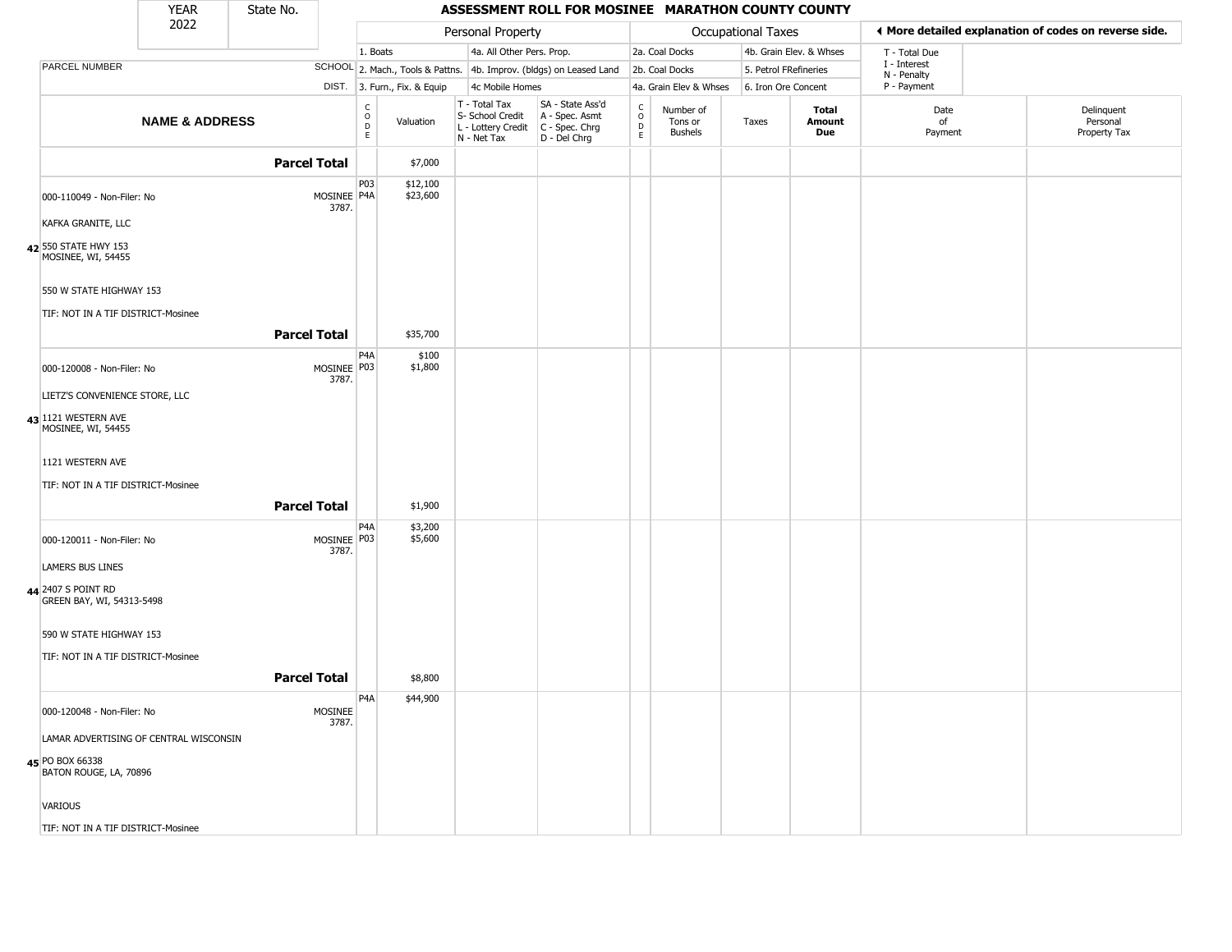| YEAR 2022 | State No. | | **ASSESSMENT ROLL FOR MOSINEE MARATHON COUNTY COUNTY** | | | | | | | | | |
|---|---|---|---|---|---|---|---|---|---|---|---|---|

**Personal Property:** 1. Boats; 2. Mach., Tools & Pattns.; 3. Furn., Fix. & Equip; 4a. All Other Pers. Prop.; 4b. Improv. (bldgs) on Leased Land; 4c Mobile Homes

**Occupational Taxes:** 2a. Coal Docks; 2b. Coal Docks; 4a. Grain Elev & Whses; 4b. Grain Elev. & Whses; 5. Petrol FRefineries; 6. Iron Ore Concent

◄ **More detailed explanation of codes on reverse side.** T - Total Due; I - Interest; N - Penalty; P - Payment

| | NAME & ADDRESS | PARCEL NUMBER / SCHOOL DIST. | CODE | Valuation | T - Total Tax S- School Credit L - Lottery Credit N - Net Tax | SA - State Ass'd A - Spec. Asmt C - Spec. Chrg D - Del Chrg | CODE | Number of Tons or Bushels | Taxes | Total Amount Due | Date of Payment | Delinquent Personal Property Tax |
|---|---|---|---|---|---|---|---|---|---|---|---|---|
| | **Parcel Total** | | | $7,000 | | | | | | | | |
| 42 | 000-110049 - Non-Filer: No<br>KAFKA GRANITE, LLC<br>550 STATE HWY 153<br>MOSINEE, WI, 54455<br>550 W STATE HIGHWAY 153<br>TIF: NOT IN A TIF DISTRICT-Mosinee | MOSINEE 3787. | P03<br>P4A | $12,100<br>$23,600 | | | | | | | | |
| | **Parcel Total** | | | $35,700 | | | | | | | | |
| 43 | 000-120008 - Non-Filer: No<br>LIETZ'S CONVENIENCE STORE, LLC<br>1121 WESTERN AVE<br>MOSINEE, WI, 54455<br>1121 WESTERN AVE<br>TIF: NOT IN A TIF DISTRICT-Mosinee | MOSINEE 3787. | P4A<br>P03 | $100<br>$1,800 | | | | | | | | |
| | **Parcel Total** | | | $1,900 | | | | | | | | |
| 44 | 000-120011 - Non-Filer: No<br>LAMERS BUS LINES<br>2407 S POINT RD<br>GREEN BAY, WI, 54313-5498<br>590 W STATE HIGHWAY 153<br>TIF: NOT IN A TIF DISTRICT-Mosinee | MOSINEE 3787. | P4A<br>P03 | $3,200<br>$5,600 | | | | | | | | |
| | **Parcel Total** | | | $8,800 | | | | | | | | |
| 45 | 000-120048 - Non-Filer: No<br>LAMAR ADVERTISING OF CENTRAL WISCONSIN<br>PO BOX 66338<br>BATON ROUGE, LA, 70896<br>VARIOUS<br>TIF: NOT IN A TIF DISTRICT-Mosinee | MOSINEE 3787. | P4A | $44,900 | | | | | | | | |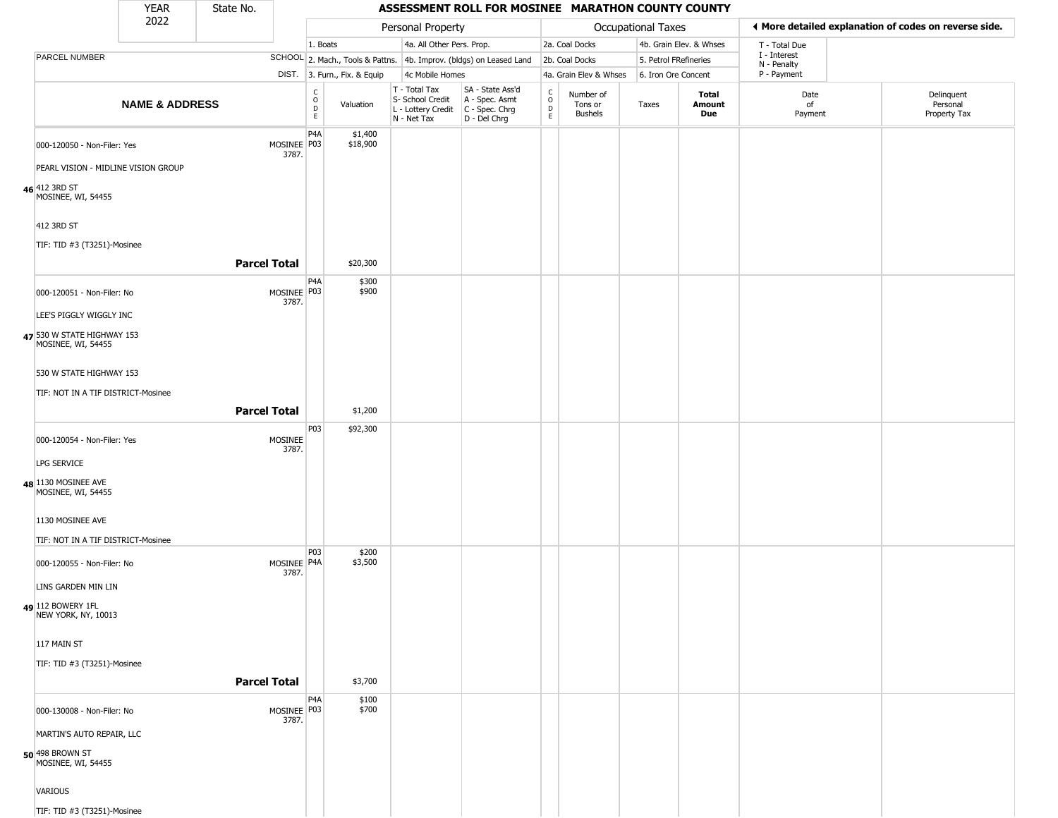| YEAR 2022 | State No. | ASSESSMENT ROLL FOR MOSINEE MARATHON COUNTY COUNTY |
|---|---|---|

| | | Personal Property | | | | Occupational Taxes | | | | ◄ More detailed explanation of codes on reverse side. | |
|---|---|---|---|---|---|---|---|---|---|---|---|
| PARCEL NUMBER | SCHOOL DIST. | 1. Boats<br>2. Mach., Tools & Pattns.<br>3. Furn., Fix. & Equip | | 4a. All Other Pers. Prop.<br>4b. Improv. (bldgs) on Leased Land<br>4c Mobile Homes | | 2a. Coal Docks<br>2b. Coal Docks<br>4a. Grain Elev & Whses | | 4b. Grain Elev. & Whses<br>5. Petrol FRefineries<br>6. Iron Ore Concent | | T - Total Due<br>I - Interest<br>N - Penalty<br>P - Payment | |
| **NAME & ADDRESS** | | CODE | Valuation | T - Total Tax<br>S- School Credit<br>L - Lottery Credit<br>N - Net Tax | SA - State Ass'd<br>A - Spec. Asmt<br>C - Spec. Chrg<br>D - Del Chrg | CODE | Number of Tons or Bushels | Taxes | **Total Amount Due** | Date of Payment | Delinquent Personal Property Tax |
| **46** 000-120050 - Non-Filer: Yes<br>PEARL VISION - MIDLINE VISION GROUP<br>412 3RD ST<br>MOSINEE, WI, 54455<br>412 3RD ST<br>TIF: TID #3 (T3251)-Mosinee | MOSINEE 3787. | P4A<br>P03 | $1,400<br>$18,900 | | | | | | | | |
| **Parcel Total** | | | $20,300 | | | | | | | | |
| **47** 000-120051 - Non-Filer: No<br>LEE'S PIGGLY WIGGLY INC<br>530 W STATE HIGHWAY 153<br>MOSINEE, WI, 54455<br>530 W STATE HIGHWAY 153<br>TIF: NOT IN A TIF DISTRICT-Mosinee | MOSINEE 3787. | P4A<br>P03 | $300<br>$900 | | | | | | | | |
| **Parcel Total** | | | $1,200 | | | | | | | | |
| **48** 000-120054 - Non-Filer: Yes<br>LPG SERVICE<br>1130 MOSINEE AVE<br>MOSINEE, WI, 54455<br>1130 MOSINEE AVE<br>TIF: NOT IN A TIF DISTRICT-Mosinee | MOSINEE 3787. | P03 | $92,300 | | | | | | | | |
| **49** 000-120055 - Non-Filer: No<br>LINS GARDEN MIN LIN<br>112 BOWERY 1FL<br>NEW YORK, NY, 10013<br>117 MAIN ST<br>TIF: TID #3 (T3251)-Mosinee | MOSINEE 3787. | P03<br>P4A | $200<br>$3,500 | | | | | | | | |
| **Parcel Total** | | | $3,700 | | | | | | | | |
| **50** 000-130008 - Non-Filer: No<br>MARTIN'S AUTO REPAIR, LLC<br>498 BROWN ST<br>MOSINEE, WI, 54455<br>VARIOUS<br>TIF: TID #3 (T3251)-Mosinee | MOSINEE 3787. | P4A<br>P03 | $100<br>$700 | | | | | | | | |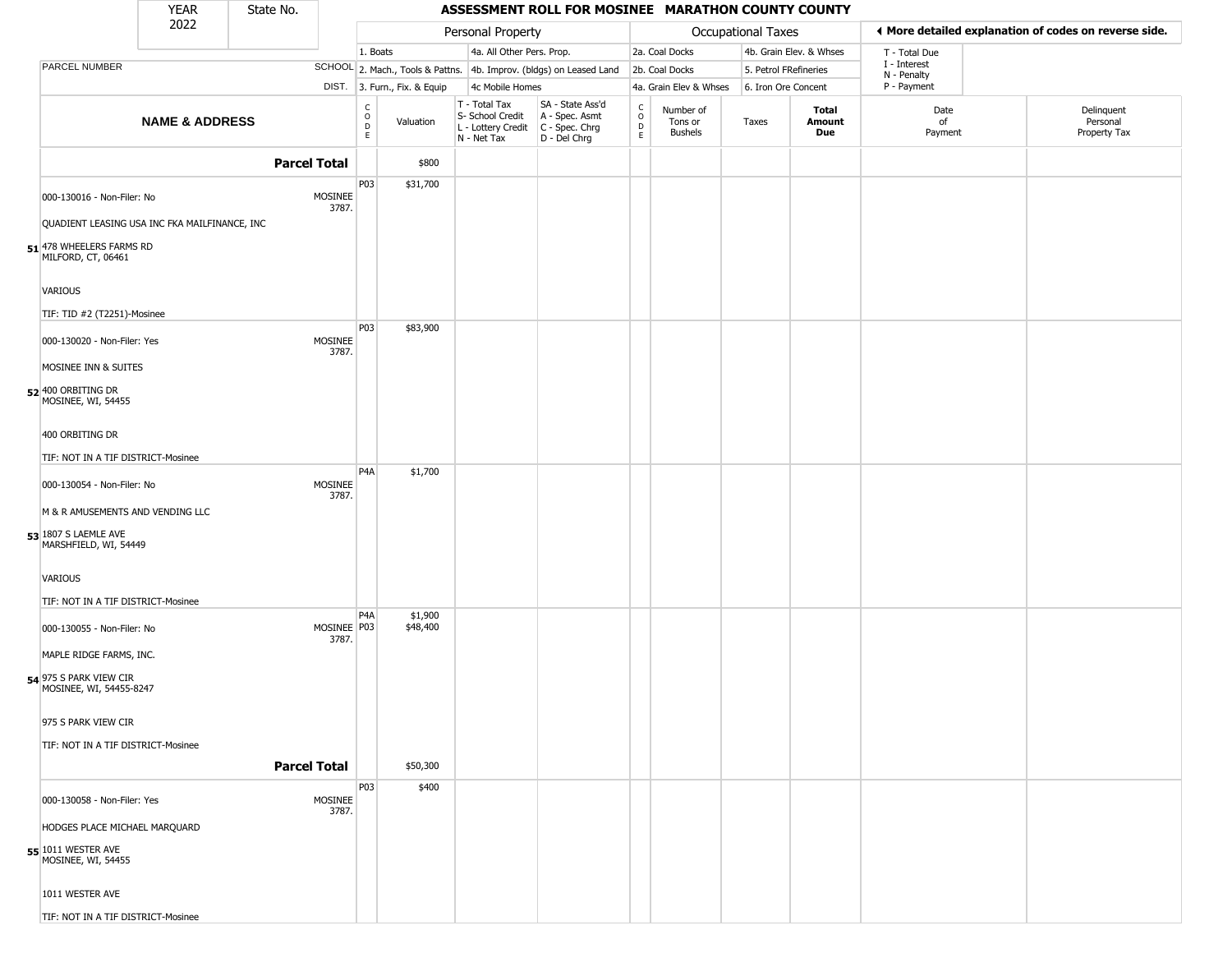# ASSESSMENT ROLL FOR MOSINEE MARATHON COUNTY COUNTY

YEAR 2022 | State No.

| | | Personal Property | | | | | | Occupational Taxes | | | | ◀ More detailed explanation of codes on reverse side. | |
|---|---|---|---|---|---|---|---|---|---|---|---|---|---|
| PARCEL NUMBER | SCHOOL DIST. | 1. Boats<br>2. Mach., Tools & Pattns.<br>3. Furn., Fix. & Equip | | 4a. All Other Pers. Prop.<br>4b. Improv. (bldgs) on Leased Land<br>4c Mobile Homes | | | | 2a. Coal Docks<br>2b. Coal Docks<br>4a. Grain Elev & Whses | | 4b. Grain Elev. & Whses<br>5. Petrol FRefineries<br>6. Iron Ore Concent | | T - Total Due<br>I - Interest<br>N - Penalty<br>P - Payment | |
| **NAME & ADDRESS** | | CODE | Valuation | T - Total Tax<br>S- School Credit<br>L - Lottery Credit<br>N - Net Tax | SA - State Ass'd<br>A - Spec. Asmt<br>C - Spec. Chrg<br>D - Del Chrg | CODE | Number of Tons or Bushels | Taxes | **Total Amount Due** | Date of Payment | Delinquent Personal Property Tax | | |
| **Parcel Total** | | | $800 | | | | | | | | | | |
| 000-130016 - Non-Filer: No<br>QUADIENT LEASING USA INC FKA MAILFINANCE, INC<br>**51** 478 WHEELERS FARMS RD<br>MILFORD, CT, 06461<br>VARIOUS<br>TIF: TID #2 (T2251)-Mosinee | MOSINEE 3787. | P03 | $31,700 | | | | | | | | | | |
| 000-130020 - Non-Filer: Yes<br>MOSINEE INN & SUITES<br>**52** 400 ORBITING DR<br>MOSINEE, WI, 54455<br>400 ORBITING DR<br>TIF: NOT IN A TIF DISTRICT-Mosinee | MOSINEE 3787. | P03 | $83,900 | | | | | | | | | | |
| 000-130054 - Non-Filer: No<br>M & R AMUSEMENTS AND VENDING LLC<br>**53** 1807 S LAEMLE AVE<br>MARSHFIELD, WI, 54449<br>VARIOUS<br>TIF: NOT IN A TIF DISTRICT-Mosinee | MOSINEE 3787. | P4A | $1,700 | | | | | | | | | | |
| 000-130055 - Non-Filer: No<br>MAPLE RIDGE FARMS, INC.<br>**54** 975 S PARK VIEW CIR<br>MOSINEE, WI, 54455-8247<br>975 S PARK VIEW CIR<br>TIF: NOT IN A TIF DISTRICT-Mosinee | MOSINEE 3787. | P4A<br>P03 | $1,900<br>$48,400 | | | | | | | | | | |
| **Parcel Total** | | | $50,300 | | | | | | | | | | |
| 000-130058 - Non-Filer: Yes<br>HODGES PLACE MICHAEL MARQUARD<br>**55** 1011 WESTER AVE<br>MOSINEE, WI, 54455<br>1011 WESTER AVE<br>TIF: NOT IN A TIF DISTRICT-Mosinee | MOSINEE 3787. | P03 | $400 | | | | | | | | | | |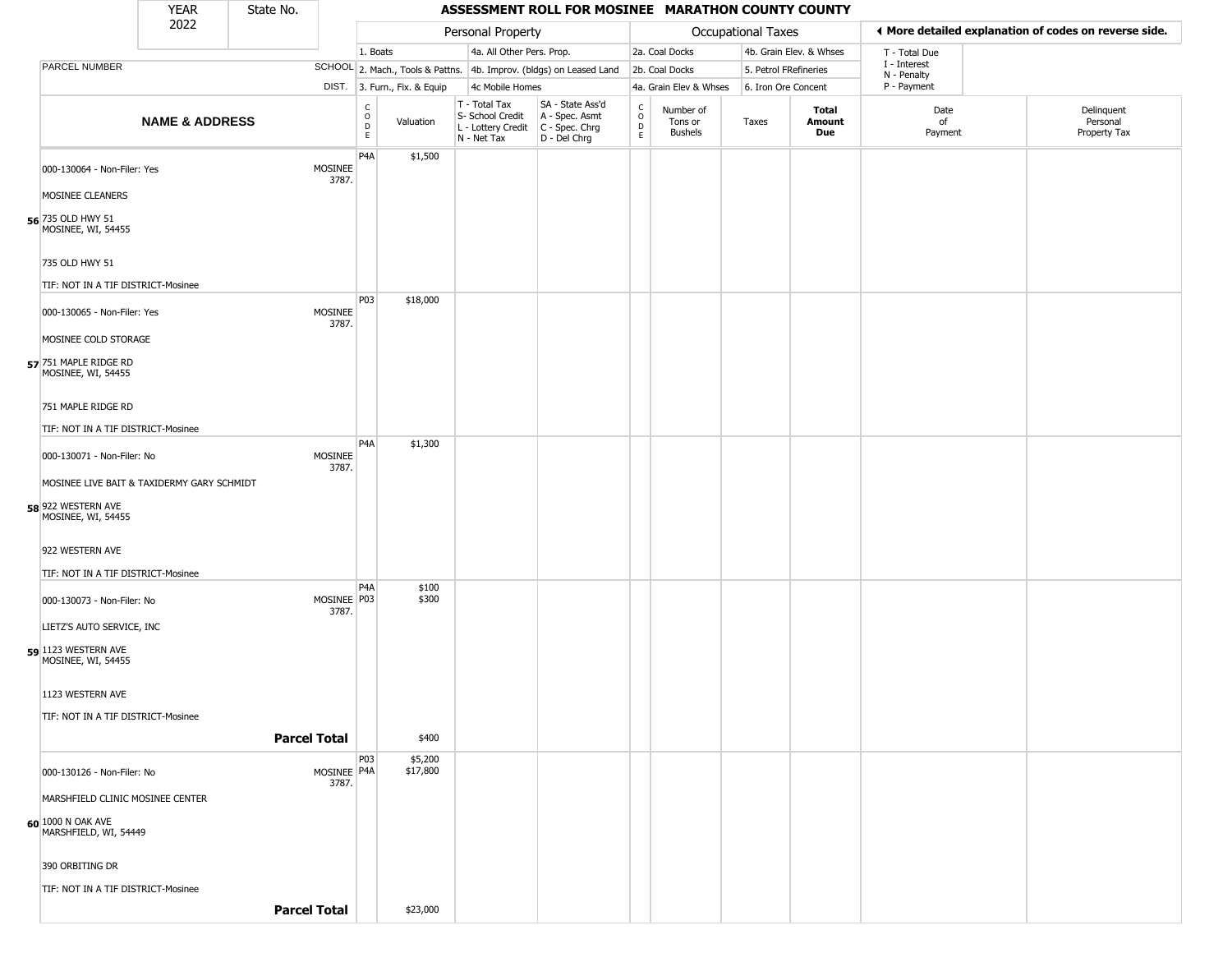| YEAR 2022 | State No. | | | | | | | | | | | |
|---|---|---|---|---|---|---|---|---|---|---|---|---|

# ASSESSMENT ROLL FOR MOSINEE MARATHON COUNTY COUNTY

| PARCEL NUMBER | SCHOOL DIST. | Personal Property: 1. Boats; 2. Mach., Tools & Pattns.; 3. Furn., Fix. & Equip | | 4a. All Other Pers. Prop.; 4b. Improv. (bldgs) on Leased Land; 4c Mobile Homes | | Occupational Taxes: 2a. Coal Docks; 2b. Coal Docks; 4a. Grain Elev & Whses | | 4b. Grain Elev. & Whses; 5. Petrol FRefineries; 6. Iron Ore Concent | | ◂ More detailed explanation of codes on reverse side. T - Total Due; I - Interest; N - Penalty; P - Payment | |
|---|---|---|---|---|---|---|---|---|---|---|---|---|
| **NAME & ADDRESS** | | CODE | Valuation | T - Total Tax; S- School Credit; L - Lottery Credit; N - Net Tax | SA - State Ass'd; A - Spec. Asmt; C - Spec. Chrg; D - Del Chrg | CODE | Number of Tons or Bushels | Taxes | **Total Amount Due** | Date of Payment | Delinquent Personal Property Tax |
| 56 000-130064 - Non-Filer: Yes<br>MOSINEE CLEANERS<br>735 OLD HWY 51<br>MOSINEE, WI, 54455<br>735 OLD HWY 51<br>TIF: NOT IN A TIF DISTRICT-Mosinee | MOSINEE 3787. | P4A | $1,500 | | | | | | | | |
| 57 000-130065 - Non-Filer: Yes<br>MOSINEE COLD STORAGE<br>751 MAPLE RIDGE RD<br>MOSINEE, WI, 54455<br>751 MAPLE RIDGE RD<br>TIF: NOT IN A TIF DISTRICT-Mosinee | MOSINEE 3787. | P03 | $18,000 | | | | | | | | |
| 58 000-130071 - Non-Filer: No<br>MOSINEE LIVE BAIT & TAXIDERMY GARY SCHMIDT<br>922 WESTERN AVE<br>MOSINEE, WI, 54455<br>922 WESTERN AVE<br>TIF: NOT IN A TIF DISTRICT-Mosinee | MOSINEE 3787. | P4A | $1,300 | | | | | | | | |
| 59 000-130073 - Non-Filer: No<br>LIETZ'S AUTO SERVICE, INC<br>1123 WESTERN AVE<br>MOSINEE, WI, 54455<br>1123 WESTERN AVE<br>TIF: NOT IN A TIF DISTRICT-Mosinee | MOSINEE 3787. | P4A<br>P03 | $100<br>$300 | | | | | | | | |
| **Parcel Total** | | | $400 | | | | | | | | |
| 60 000-130126 - Non-Filer: No<br>MARSHFIELD CLINIC MOSINEE CENTER<br>1000 N OAK AVE<br>MARSHFIELD, WI, 54449<br>390 ORBITING DR<br>TIF: NOT IN A TIF DISTRICT-Mosinee | MOSINEE 3787. | P03<br>P4A | $5,200<br>$17,800 | | | | | | | | |
| **Parcel Total** | | | $23,000 | | | | | | | | |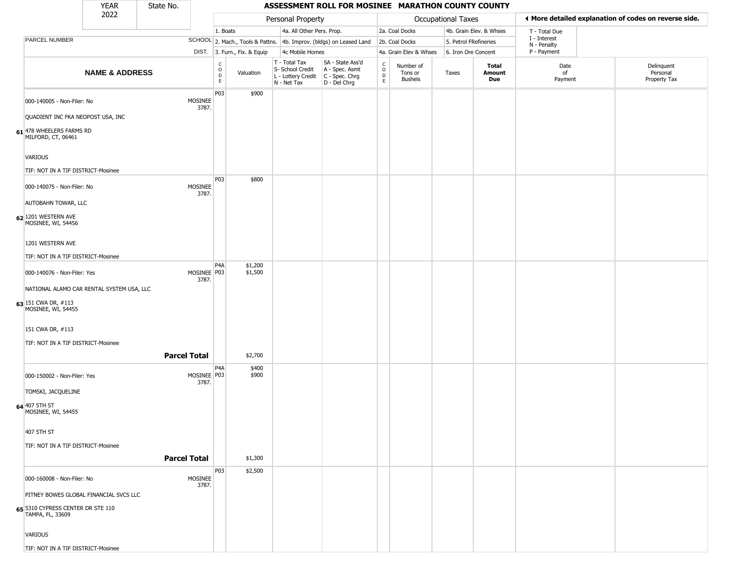# ASSESSMENT ROLL FOR MOSINEE MARATHON COUNTY COUNTY

YEAR 2022 | State No.

| PARCEL NUMBER / NAME & ADDRESS | SCHOOL DIST. | CODE | Valuation | T - Total Tax / S- School Credit / L - Lottery Credit / N - Net Tax | SA - State Ass'd / A - Spec. Asmt / C - Spec. Chrg / D - Del Chrg | CODE | Number of Tons or Bushels | Taxes | Total Amount Due | Date of Payment | Delinquent Personal Property Tax |
|---|---|---|---|---|---|---|---|---|---|---|---|
| 61 000-140005 - Non-Filer: No<br>QUADIENT INC FKA NEOPOST USA, INC<br>478 WHEELERS FARMS RD<br>MILFORD, CT, 06461<br>VARIOUS<br>TIF: NOT IN A TIF DISTRICT-Mosinee | MOSINEE 3787. | P03 | $900 | | | | | | | | |
| 62 000-140075 - Non-Filer: No<br>AUTOBAHN TOWAR, LLC<br>1201 WESTERN AVE<br>MOSINEE, WI, 54456<br>1201 WESTERN AVE<br>TIF: NOT IN A TIF DISTRICT-Mosinee | MOSINEE 3787. | P03 | $800 | | | | | | | | |
| 63 000-140076 - Non-Filer: Yes<br>NATIONAL ALAMO CAR RENTAL SYSTEM USA, LLC<br>151 CWA DR, #113<br>MOSINEE, WI, 54455<br>151 CWA DR, #113<br>TIF: NOT IN A TIF DISTRICT-Mosinee | MOSINEE 3787. | P4A<br>P03 | $1,200<br>$1,500 | | | | | | | | |
| **Parcel Total** | | | $2,700 | | | | | | | | |
| 64 000-150002 - Non-Filer: Yes<br>TOMSKI, JACQUELINE<br>407 5TH ST<br>MOSINEE, WI, 54455<br>407 5TH ST<br>TIF: NOT IN A TIF DISTRICT-Mosinee | MOSINEE 3787. | P4A<br>P03 | $400<br>$900 | | | | | | | | |
| **Parcel Total** | | | $1,300 | | | | | | | | |
| 65 000-160008 - Non-Filer: No<br>PITNEY BOWES GLOBAL FINANCIAL SVCS LLC<br>5310 CYPRESS CENTER DR STE 110<br>TAMPA, FL, 33609<br>VARIOUS<br>TIF: NOT IN A TIF DISTRICT-Mosinee | MOSINEE 3787. | P03 | $2,500 | | | | | | | | |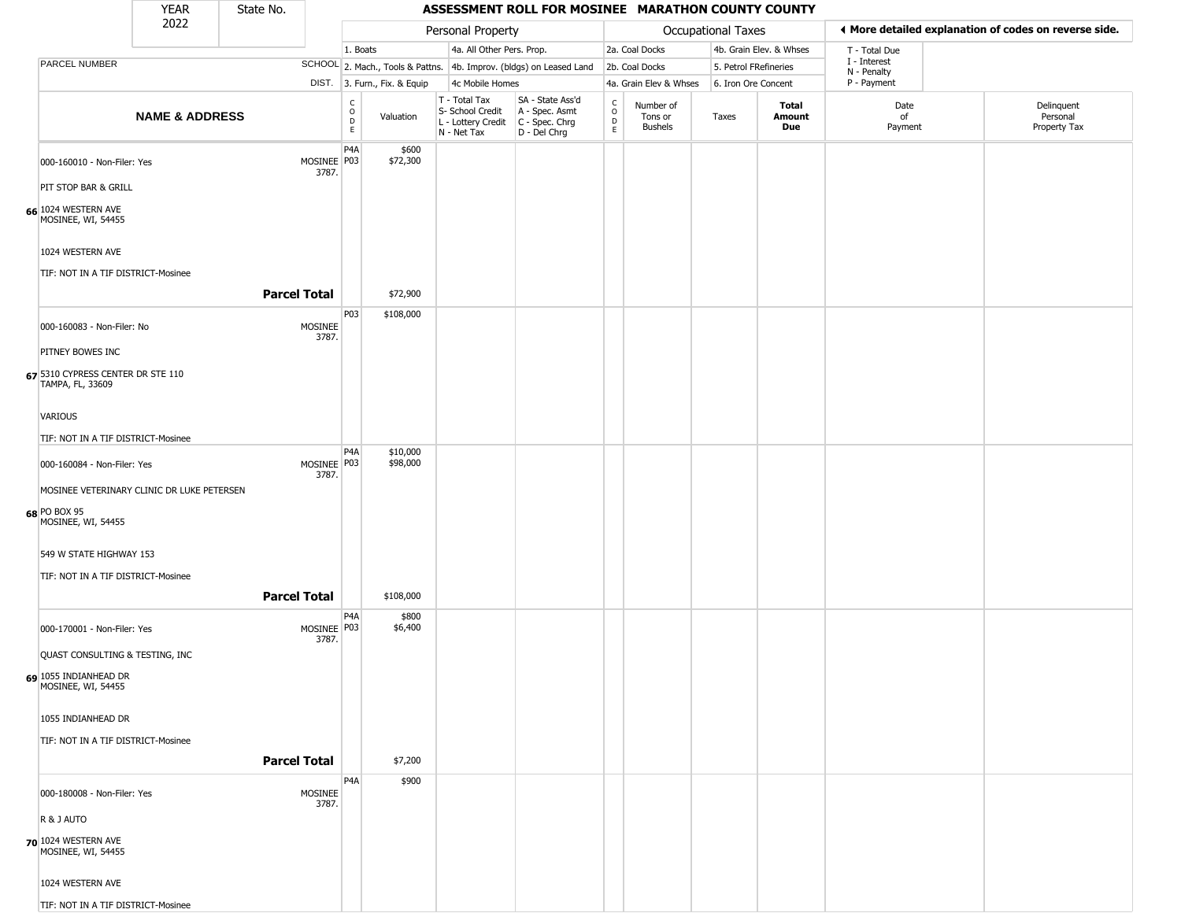| YEAR 2022 | State No. | | ASSESSMENT ROLL FOR MOSINEE MARATHON COUNTY COUNTY | | | | | | | | | |
|---|---|---|---|---|---|---|---|---|---|---|---|---|

**Personal Property:** 1. Boats; 2. Mach., Tools & Pattns.; 3. Furn., Fix. & Equip; 4a. All Other Pers. Prop.; 4b. Improv. (bldgs) on Leased Land; 4c Mobile Homes

**Occupational Taxes:** 2a. Coal Docks; 2b. Coal Docks; 4a. Grain Elev & Whses; 4b. Grain Elev. & Whses; 5. Petrol FRefineries; 6. Iron Ore Concent

◄ More detailed explanation of codes on reverse side.

T - Total Due; I - Interest; N - Penalty; P - Payment

| | NAME & ADDRESS | SCHOOL DIST. | CODE | Valuation | T - Total Tax S- School Credit L - Lottery Credit N - Net Tax | SA - State Ass'd A - Spec. Asmt C - Spec. Chrg D - Del Chrg | CODE | Number of Tons or Bushels | Taxes | Total Amount Due | Date of Payment | Delinquent Personal Property Tax |
|---|---|---|---|---|---|---|---|---|---|---|---|---|
| 66 | 000-160010 - Non-Filer: Yes<br>PIT STOP BAR & GRILL<br>1024 WESTERN AVE<br>MOSINEE, WI, 54455<br>1024 WESTERN AVE<br>TIF: NOT IN A TIF DISTRICT-Mosinee | MOSINEE 3787. | P4A<br>P03 | $600<br>$72,300 | | | | | | | | |
| | **Parcel Total** | | | $72,900 | | | | | | | | |
| 67 | 000-160083 - Non-Filer: No<br>PITNEY BOWES INC<br>5310 CYPRESS CENTER DR STE 110<br>TAMPA, FL, 33609<br>VARIOUS<br>TIF: NOT IN A TIF DISTRICT-Mosinee | MOSINEE 3787. | P03 | $108,000 | | | | | | | | |
| 68 | 000-160084 - Non-Filer: Yes<br>MOSINEE VETERINARY CLINIC DR LUKE PETERSEN<br>PO BOX 95<br>MOSINEE, WI, 54455<br>549 W STATE HIGHWAY 153<br>TIF: NOT IN A TIF DISTRICT-Mosinee | MOSINEE 3787. | P4A<br>P03 | $10,000<br>$98,000 | | | | | | | | |
| | **Parcel Total** | | | $108,000 | | | | | | | | |
| 69 | 000-170001 - Non-Filer: Yes<br>QUAST CONSULTING & TESTING, INC<br>1055 INDIANHEAD DR<br>MOSINEE, WI, 54455<br>1055 INDIANHEAD DR<br>TIF: NOT IN A TIF DISTRICT-Mosinee | MOSINEE 3787. | P4A<br>P03 | $800<br>$6,400 | | | | | | | | |
| | **Parcel Total** | | | $7,200 | | | | | | | | |
| 70 | 000-180008 - Non-Filer: Yes<br>R & J AUTO<br>1024 WESTERN AVE<br>MOSINEE, WI, 54455<br>1024 WESTERN AVE<br>TIF: NOT IN A TIF DISTRICT-Mosinee | MOSINEE 3787. | P4A | $900 | | | | | | | | |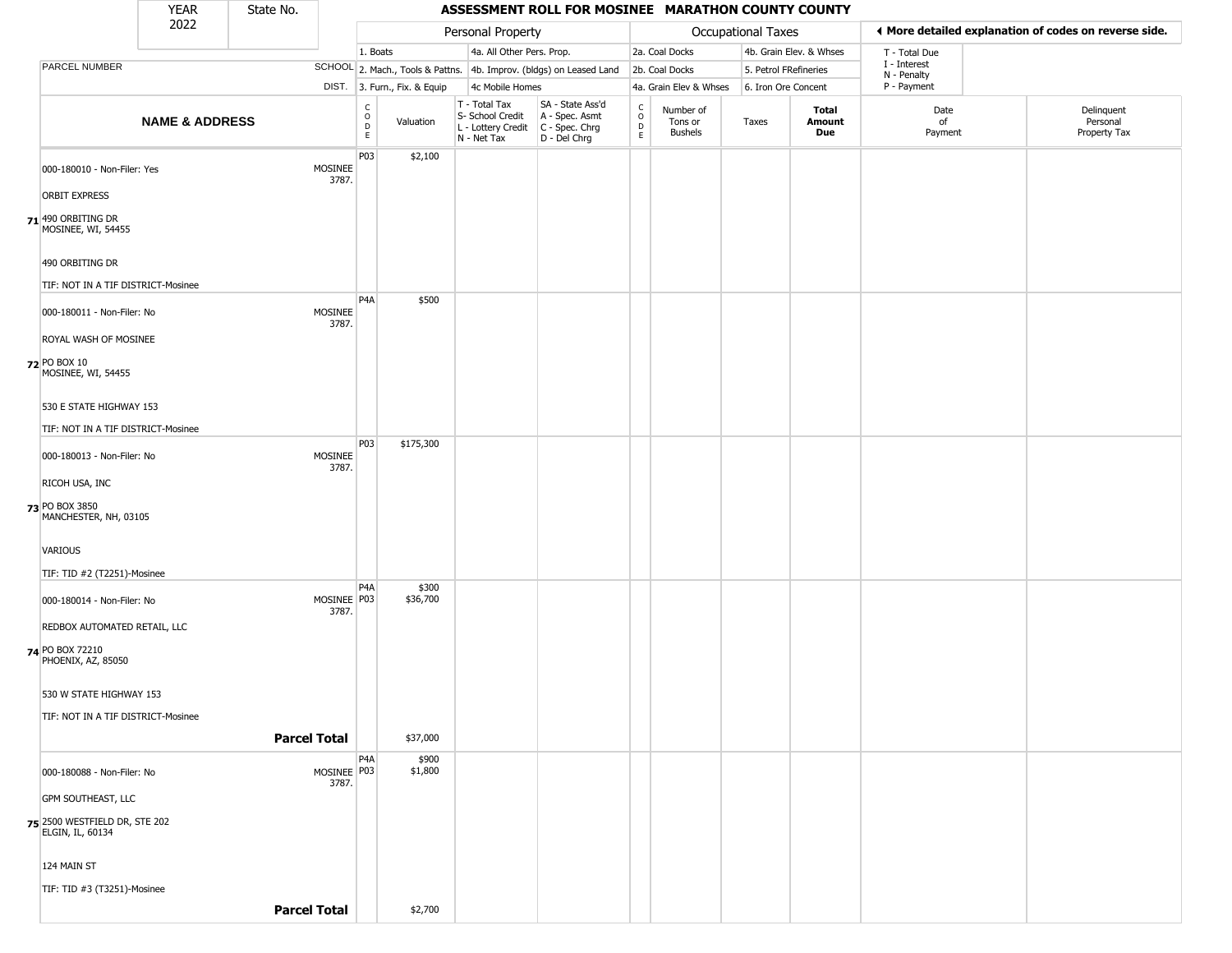| YEAR 2022 | State No. | | ASSESSMENT ROLL FOR MOSINEE MARATHON COUNTY COUNTY | | | | | | | | | | |
|---|---|---|---|---|---|---|---|---|---|---|---|---|---|

| | | Personal Property | | | | Occupational Taxes | | | | ◀ More detailed explanation of codes on reverse side. | |
|---|---|---|---|---|---|---|---|---|---|---|---|
| | | 1. Boats | | 4a. All Other Pers. Prop. | | 2a. Coal Docks | | 4b. Grain Elev. & Whses | | T - Total Due<br>I - Interest<br>N - Penalty<br>P - Payment | |
| PARCEL NUMBER | SCHOOL | 2. Mach., Tools & Pattns. | | 4b. Improv. (bldgs) on Leased Land | | 2b. Coal Docks | | 5. Petrol FRefineries | | | |
| | DIST. | 3. Furn., Fix. & Equip | | 4c Mobile Homes | | 4a. Grain Elev & Whses | | 6. Iron Ore Concent | | | |

| | NAME & ADDRESS | SCHOOL DIST. | CODE | Valuation | T - Total Tax<br>S- School Credit<br>L - Lottery Credit<br>N - Net Tax | SA - State Ass'd<br>A - Spec. Asmt<br>C - Spec. Chrg<br>D - Del Chrg | CODE | Number of Tons or Bushels | Taxes | Total Amount Due | Date of Payment | Delinquent Personal Property Tax |
|---|---|---|---|---|---|---|---|---|---|---|---|---|
| 71 | 000-180010 - Non-Filer: Yes<br>ORBIT EXPRESS<br>490 ORBITING DR<br>MOSINEE, WI, 54455<br>490 ORBITING DR<br>TIF: NOT IN A TIF DISTRICT-Mosinee | MOSINEE 3787. | P03 | $2,100 | | | | | | | | |
| 72 | 000-180011 - Non-Filer: No<br>ROYAL WASH OF MOSINEE<br>PO BOX 10<br>MOSINEE, WI, 54455<br>530 E STATE HIGHWAY 153<br>TIF: NOT IN A TIF DISTRICT-Mosinee | MOSINEE 3787. | P4A | $500 | | | | | | | | |
| 73 | 000-180013 - Non-Filer: No<br>RICOH USA, INC<br>PO BOX 3850<br>MANCHESTER, NH, 03105<br>VARIOUS<br>TIF: TID #2 (T2251)-Mosinee | MOSINEE 3787. | P03 | $175,300 | | | | | | | | |
| 74 | 000-180014 - Non-Filer: No<br>REDBOX AUTOMATED RETAIL, LLC<br>PO BOX 72210<br>PHOENIX, AZ, 85050<br>530 W STATE HIGHWAY 153<br>TIF: NOT IN A TIF DISTRICT-Mosinee | MOSINEE 3787. | P4A<br>P03 | $300<br>$36,700 | | | | | | | | |
| | **Parcel Total** | | | $37,000 | | | | | | | | |
| 75 | 000-180088 - Non-Filer: No<br>GPM SOUTHEAST, LLC<br>2500 WESTFIELD DR, STE 202<br>ELGIN, IL, 60134<br>124 MAIN ST<br>TIF: TID #3 (T3251)-Mosinee | MOSINEE 3787. | P4A<br>P03 | $900<br>$1,800 | | | | | | | | |
| | **Parcel Total** | | | $2,700 | | | | | | | | |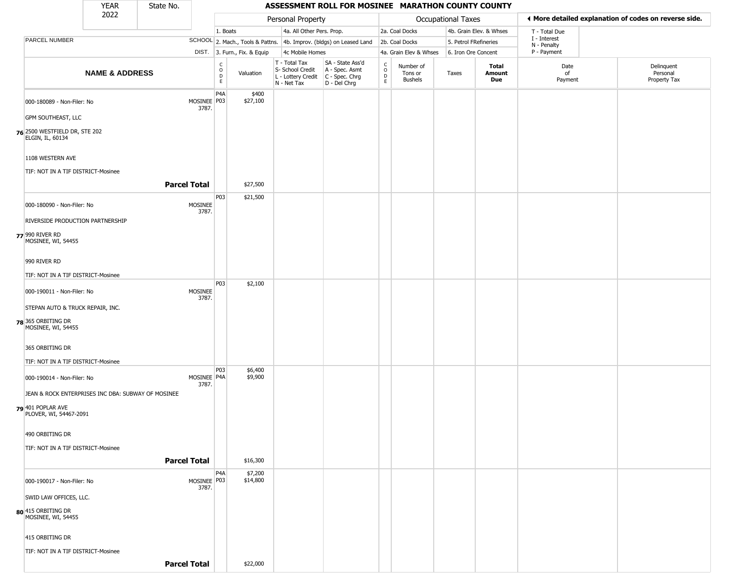| YEAR 2022 | State No. | ASSESSMENT ROLL FOR MOSINEE MARATHON COUNTY COUNTY |
|---|---|---|

| | | Personal Property | | | | Occupational Taxes | | | | ◄ More detailed explanation of codes on reverse side. | |
|---|---|---|---|---|---|---|---|---|---|---|---|
| PARCEL NUMBER | SCHOOL DIST. | 1. Boats<br>2. Mach., Tools & Pattns.<br>3. Furn., Fix. & Equip | | 4a. All Other Pers. Prop.<br>4b. Improv. (bldgs) on Leased Land<br>4c Mobile Homes | | 2a. Coal Docks<br>2b. Coal Docks<br>4a. Grain Elev & Whses | | 4b. Grain Elev. & Whses<br>5. Petrol FRefineries<br>6. Iron Ore Concent | | T - Total Due<br>I - Interest<br>N - Penalty<br>P - Payment | |
| **NAME & ADDRESS** | | CODE | Valuation | T - Total Tax<br>S- School Credit<br>L - Lottery Credit<br>N - Net Tax | SA - State Ass'd<br>A - Spec. Asmt<br>C - Spec. Chrg<br>D - Del Chrg | CODE | Number of Tons or Bushels | Taxes | **Total Amount Due** | Date of Payment | Delinquent Personal Property Tax |
| 000-180089 - Non-Filer: No<br>GPM SOUTHEAST, LLC<br>**76** 2500 WESTFIELD DR, STE 202<br>ELGIN, IL, 60134<br>1108 WESTERN AVE<br>TIF: NOT IN A TIF DISTRICT-Mosinee | MOSINEE 3787. | P4A<br>P03 | $400<br>$27,100 | | | | | | | | |
| **Parcel Total** | | | $27,500 | | | | | | | | |
| 000-180090 - Non-Filer: No<br>RIVERSIDE PRODUCTION PARTNERSHIP<br>**77** 990 RIVER RD<br>MOSINEE, WI, 54455<br>990 RIVER RD<br>TIF: NOT IN A TIF DISTRICT-Mosinee | MOSINEE 3787. | P03 | $21,500 | | | | | | | | |
| 000-190011 - Non-Filer: No<br>STEPAN AUTO & TRUCK REPAIR, INC.<br>**78** 365 ORBITING DR<br>MOSINEE, WI, 54455<br>365 ORBITING DR<br>TIF: NOT IN A TIF DISTRICT-Mosinee | MOSINEE 3787. | P03 | $2,100 | | | | | | | | |
| 000-190014 - Non-Filer: No<br>JEAN & ROCK ENTERPRISES INC DBA: SUBWAY OF MOSINEE<br>**79** 401 POPLAR AVE<br>PLOVER, WI, 54467-2091<br>490 ORBITING DR<br>TIF: NOT IN A TIF DISTRICT-Mosinee | MOSINEE 3787. | P03<br>P4A | $6,400<br>$9,900 | | | | | | | | |
| **Parcel Total** | | | $16,300 | | | | | | | | |
| 000-190017 - Non-Filer: No<br>SWID LAW OFFICES, LLC.<br>**80** 415 ORBITING DR<br>MOSINEE, WI, 54455<br>415 ORBITING DR<br>TIF: NOT IN A TIF DISTRICT-Mosinee | MOSINEE 3787. | P4A<br>P03 | $7,200<br>$14,800 | | | | | | | | |
| **Parcel Total** | | | $22,000 | | | | | | | | |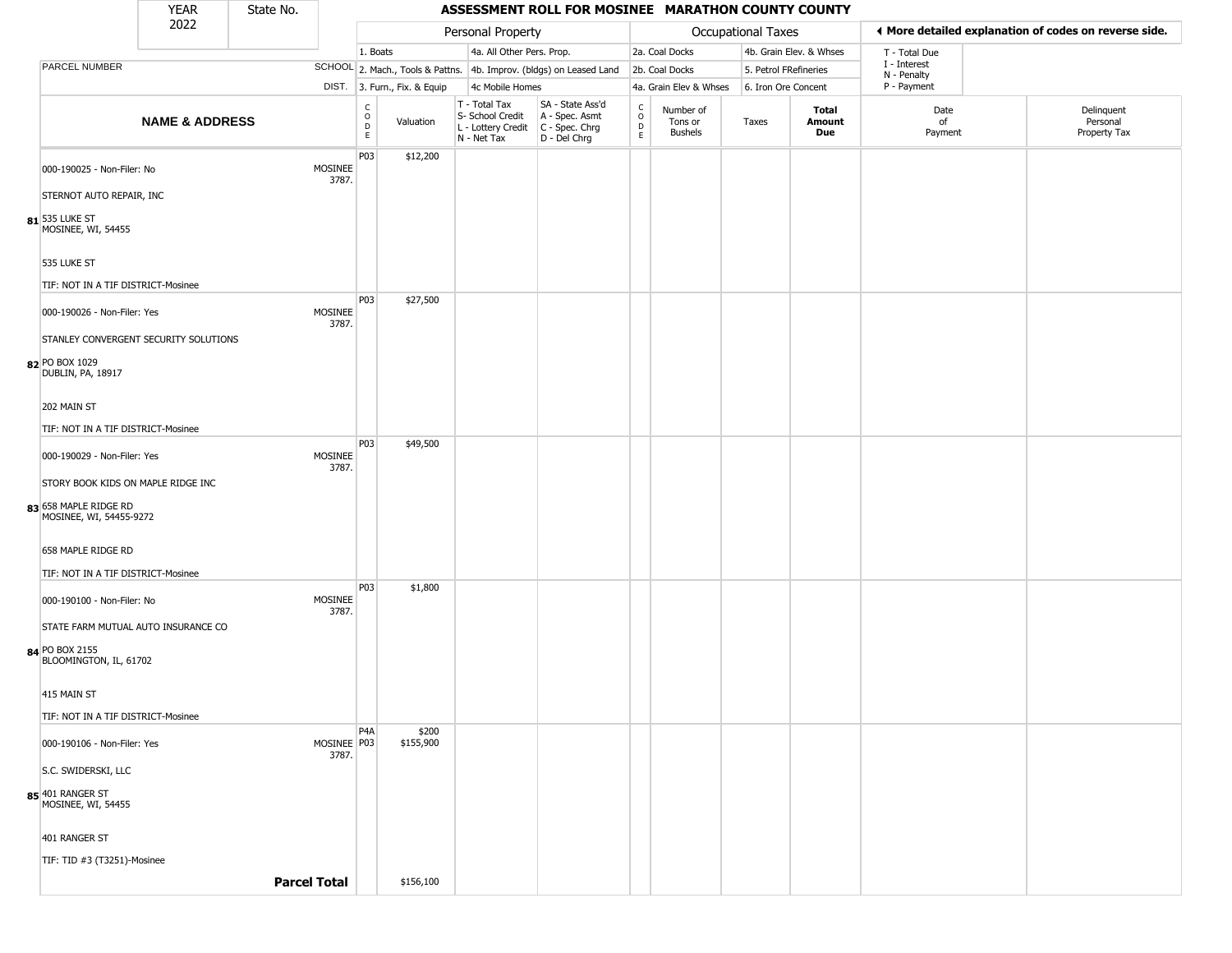| YEAR 2022 | State No. | ASSESSMENT ROLL FOR MOSINEE MARATHON COUNTY COUNTY |
|---|---|---|

| | | Personal Property | | | | Occupational Taxes | | | | ◀ More detailed explanation of codes on reverse side. | |
|---|---|---|---|---|---|---|---|---|---|---|---|
| PARCEL NUMBER | SCHOOL DIST. | 1. Boats / 2. Mach., Tools & Pattns. / 3. Furn., Fix. & Equip | | 4a. All Other Pers. Prop. / 4b. Improv. (bldgs) on Leased Land / 4c Mobile Homes | | 2a. Coal Docks / 2b. Coal Docks / 4a. Grain Elev & Whses | | 4b. Grain Elev. & Whses / 5. Petrol FRefineries / 6. Iron Ore Concent | | T - Total Due / I - Interest / N - Penalty / P - Payment | |
| **NAME & ADDRESS** | | CODE | Valuation | T - Total Tax / S- School Credit / L - Lottery Credit / N - Net Tax | SA - State Ass'd / A - Spec. Asmt / C - Spec. Chrg / D - Del Chrg | CODE | Number of Tons or Bushels | Taxes | **Total Amount Due** | Date of Payment | Delinquent Personal Property Tax |
| 000-190025 - Non-Filer: No<br>STERNOT AUTO REPAIR, INC<br>**81** 535 LUKE ST<br>MOSINEE, WI, 54455<br>535 LUKE ST<br>TIF: NOT IN A TIF DISTRICT-Mosinee | MOSINEE 3787. | P03 | $12,200 | | | | | | | | |
| 000-190026 - Non-Filer: Yes<br>STANLEY CONVERGENT SECURITY SOLUTIONS<br>**82** PO BOX 1029<br>DUBLIN, PA, 18917<br>202 MAIN ST<br>TIF: NOT IN A TIF DISTRICT-Mosinee | MOSINEE 3787. | P03 | $27,500 | | | | | | | | |
| 000-190029 - Non-Filer: Yes<br>STORY BOOK KIDS ON MAPLE RIDGE INC<br>**83** 658 MAPLE RIDGE RD<br>MOSINEE, WI, 54455-9272<br>658 MAPLE RIDGE RD<br>TIF: NOT IN A TIF DISTRICT-Mosinee | MOSINEE 3787. | P03 | $49,500 | | | | | | | | |
| 000-190100 - Non-Filer: No<br>STATE FARM MUTUAL AUTO INSURANCE CO<br>**84** PO BOX 2155<br>BLOOMINGTON, IL, 61702<br>415 MAIN ST<br>TIF: NOT IN A TIF DISTRICT-Mosinee | MOSINEE 3787. | P03 | $1,800 | | | | | | | | |
| 000-190106 - Non-Filer: Yes<br>S.C. SWIDERSKI, LLC<br>**85** 401 RANGER ST<br>MOSINEE, WI, 54455<br>401 RANGER ST<br>TIF: TID #3 (T3251)-Mosinee | MOSINEE 3787. | P4A<br>P03 | $200<br>$155,900 | | | | | | | | |
| **Parcel Total** | | | $156,100 | | | | | | | | |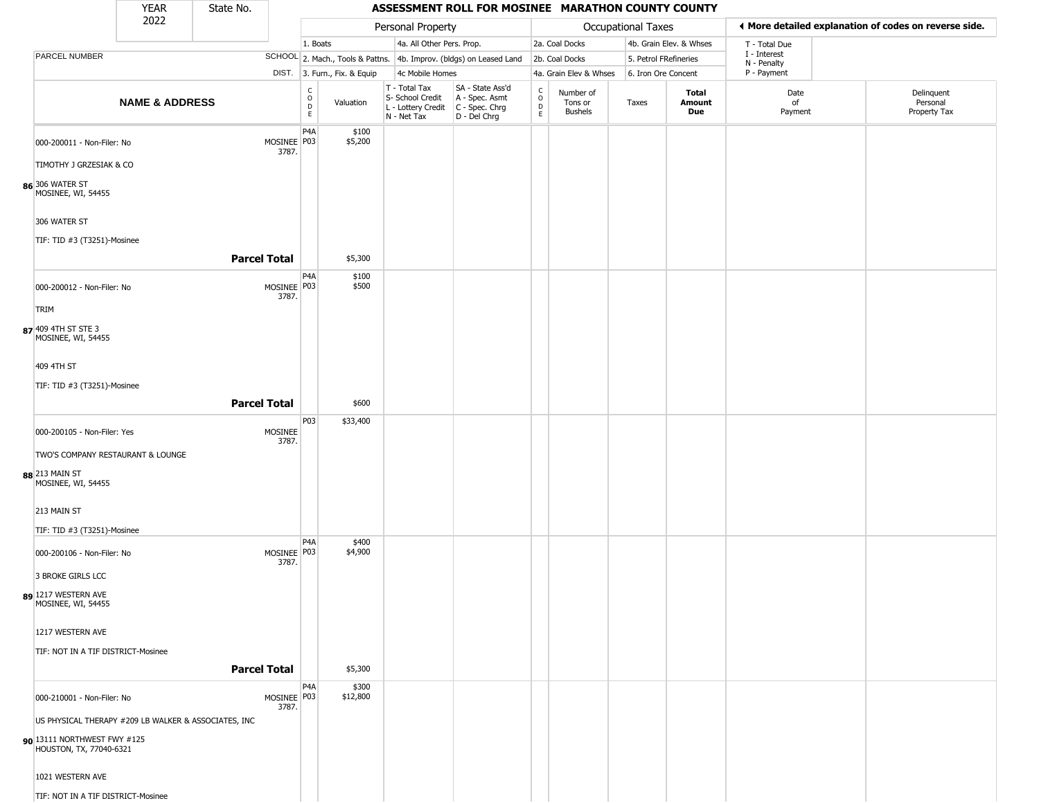YEAR 2022 | State No.

# ASSESSMENT ROLL FOR MOSINEE MARATHON COUNTY COUNTY

| | | Personal Property | | | | Occupational Taxes | | | | ◄ More detailed explanation of codes on reverse side. | |
|---|---|---|---|---|---|---|---|---|---|---|---|
| | | 1. Boats | | 4a. All Other Pers. Prop. | | 2a. Coal Docks | | 4b. Grain Elev. & Whses | | T - Total Due | |
| PARCEL NUMBER | SCHOOL | 2. Mach., Tools & Pattns. | | 4b. Improv. (bldgs) on Leased Land | | 2b. Coal Docks | | 5. Petrol FRefineries | | I - Interest N - Penalty | |
| | DIST. | 3. Furn., Fix. & Equip | | 4c Mobile Homes | | 4a. Grain Elev & Whses | | 6. Iron Ore Concent | | P - Payment | |
| **NAME & ADDRESS** | | CODE | Valuation | T - Total Tax S- School Credit L - Lottery Credit N - Net Tax | SA - State Ass'd A - Spec. Asmt C - Spec. Chrg D - Del Chrg | CODE | Number of Tons or Bushels | Taxes | **Total Amount Due** | Date of Payment | Delinquent Personal Property Tax |
| 86 000-200011 - Non-Filer: No<br>TIMOTHY J GRZESIAK & CO<br>306 WATER ST<br>MOSINEE, WI, 54455<br>306 WATER ST<br>TIF: TID #3 (T3251)-Mosinee | MOSINEE 3787. | P4A<br>P03 | $100<br>$5,200 | | | | | | | | |
| **Parcel Total** | | | $5,300 | | | | | | | | |
| 87 000-200012 - Non-Filer: No<br>TRIM<br>409 4TH ST STE 3<br>MOSINEE, WI, 54455<br>409 4TH ST<br>TIF: TID #3 (T3251)-Mosinee | MOSINEE 3787. | P4A<br>P03 | $100<br>$500 | | | | | | | | |
| **Parcel Total** | | | $600 | | | | | | | | |
| 88 000-200105 - Non-Filer: Yes<br>TWO'S COMPANY RESTAURANT & LOUNGE<br>213 MAIN ST<br>MOSINEE, WI, 54455<br>213 MAIN ST<br>TIF: TID #3 (T3251)-Mosinee | MOSINEE 3787. | P03 | $33,400 | | | | | | | | |
| 89 000-200106 - Non-Filer: No<br>3 BROKE GIRLS LCC<br>1217 WESTERN AVE<br>MOSINEE, WI, 54455<br>1217 WESTERN AVE<br>TIF: NOT IN A TIF DISTRICT-Mosinee | MOSINEE 3787. | P4A<br>P03 | $400<br>$4,900 | | | | | | | | |
| **Parcel Total** | | | $5,300 | | | | | | | | |
| 90 000-210001 - Non-Filer: No<br>US PHYSICAL THERAPY #209 LB WALKER & ASSOCIATES, INC<br>13111 NORTHWEST FWY #125<br>HOUSTON, TX, 77040-6321<br>1021 WESTERN AVE<br>TIF: NOT IN A TIF DISTRICT-Mosinee | MOSINEE 3787. | P4A<br>P03 | $300<br>$12,800 | | | | | | | | |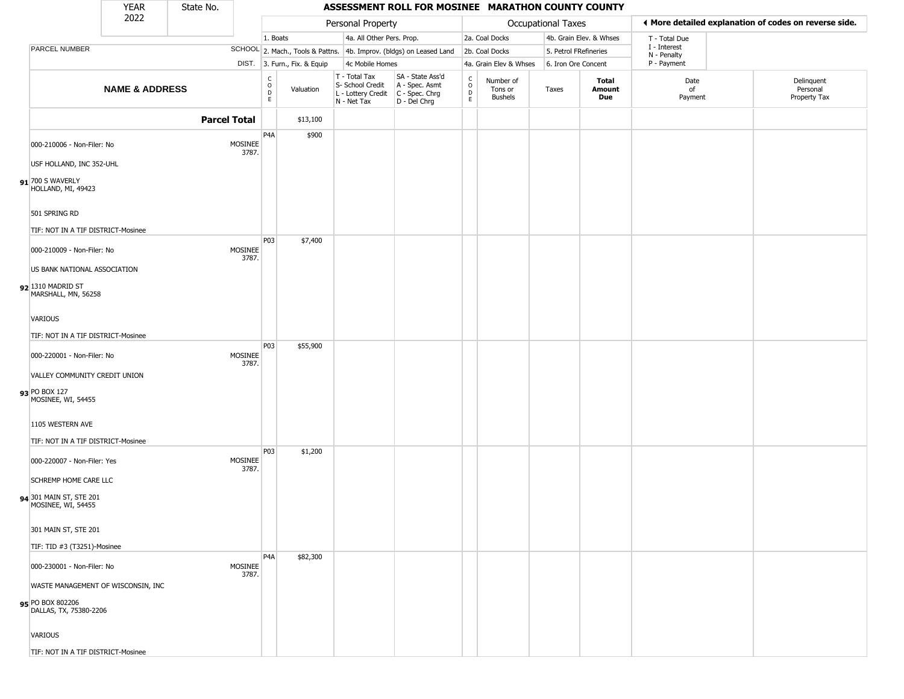| YEAR 2022 | State No. | | ASSESSMENT ROLL FOR MOSINEE MARATHON COUNTY COUNTY | | | | | | | | | |
|---|---|---|---|---|---|---|---|---|---|---|---|---|

| | | Personal Property | | | | Occupational Taxes | | | | ◄ More detailed explanation of codes on reverse side. | |
|---|---|---|---|---|---|---|---|---|---|---|---|
| PARCEL NUMBER | SCHOOL DIST. | 1. Boats<br>2. Mach., Tools & Pattns.<br>3. Furn., Fix. & Equip | | 4a. All Other Pers. Prop.<br>4b. Improv. (bldgs) on Leased Land<br>4c Mobile Homes | | 2a. Coal Docks<br>2b. Coal Docks<br>4a. Grain Elev & Whses | | 4b. Grain Elev. & Whses<br>5. Petrol FRefineries<br>6. Iron Ore Concent | | T - Total Due<br>I - Interest<br>N - Penalty<br>P - Payment | |
| **NAME & ADDRESS** | | CODE | Valuation | T - Total Tax<br>S- School Credit<br>L - Lottery Credit<br>N - Net Tax | SA - State Ass'd<br>A - Spec. Asmt<br>C - Spec. Chrg<br>D - Del Chrg | CODE | Number of Tons or Bushels | Taxes | **Total Amount Due** | Date of Payment | Delinquent Personal Property Tax |
| **Parcel Total** | | | $13,100 | | | | | | | | |
| **91** 000-210006 - Non-Filer: No<br>USF HOLLAND, INC 352-UHL<br>700 S WAVERLY<br>HOLLAND, MI, 49423<br>501 SPRING RD<br>TIF: NOT IN A TIF DISTRICT-Mosinee | MOSINEE 3787. | P4A | $900 | | | | | | | | |
| **92** 000-210009 - Non-Filer: No<br>US BANK NATIONAL ASSOCIATION<br>1310 MADRID ST<br>MARSHALL, MN, 56258<br>VARIOUS<br>TIF: NOT IN A TIF DISTRICT-Mosinee | MOSINEE 3787. | P03 | $7,400 | | | | | | | | |
| **93** 000-220001 - Non-Filer: No<br>VALLEY COMMUNITY CREDIT UNION<br>PO BOX 127<br>MOSINEE, WI, 54455<br>1105 WESTERN AVE<br>TIF: NOT IN A TIF DISTRICT-Mosinee | MOSINEE 3787. | P03 | $55,900 | | | | | | | | |
| **94** 000-220007 - Non-Filer: Yes<br>SCHREMP HOME CARE LLC<br>301 MAIN ST, STE 201<br>MOSINEE, WI, 54455<br>301 MAIN ST, STE 201<br>TIF: TID #3 (T3251)-Mosinee | MOSINEE 3787. | P03 | $1,200 | | | | | | | | |
| **95** 000-230001 - Non-Filer: No<br>WASTE MANAGEMENT OF WISCONSIN, INC<br>PO BOX 802206<br>DALLAS, TX, 75380-2206<br>VARIOUS<br>TIF: NOT IN A TIF DISTRICT-Mosinee | MOSINEE 3787. | P4A | $82,300 | | | | | | | | |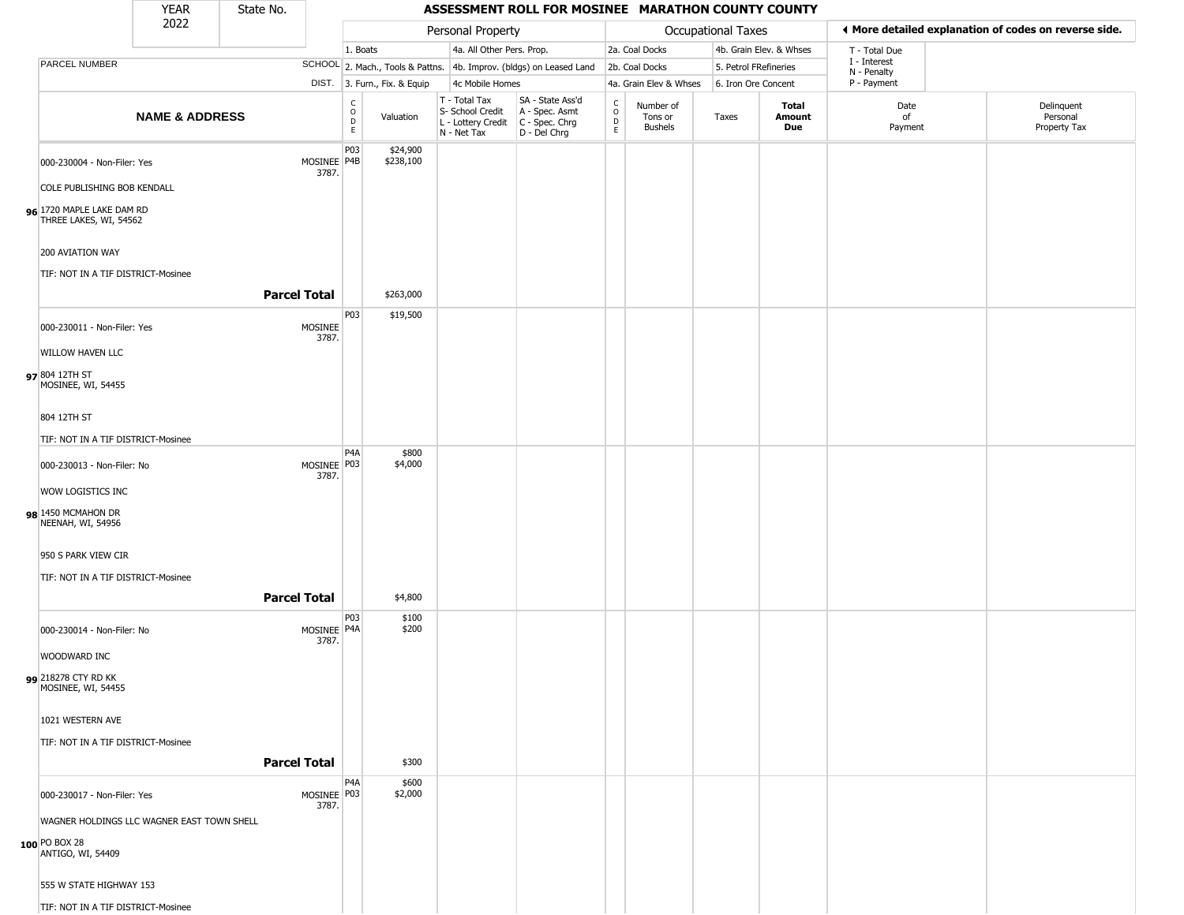| YEAR 2022 | State No. | ASSESSMENT ROLL FOR MOSINEE MARATHON COUNTY COUNTY |
|---|---|---|

| | | Personal Property | | | | Occupational Taxes | | | | ◄ More detailed explanation of codes on reverse side. | |
|---|---|---|---|---|---|---|---|---|---|---|---|
| PARCEL NUMBER | SCHOOL DIST. | 1. Boats<br>2. Mach., Tools & Pattns.<br>3. Furn., Fix. & Equip | | 4a. All Other Pers. Prop.<br>4b. Improv. (bldgs) on Leased Land<br>4c Mobile Homes | | 2a. Coal Docks<br>2b. Coal Docks<br>4a. Grain Elev & Whses | | 4b. Grain Elev. & Whses<br>5. Petrol FRefineries<br>6. Iron Ore Concent | | T - Total Due<br>I - Interest<br>N - Penalty<br>P - Payment | |
| **NAME & ADDRESS** | | CODE | Valuation | T - Total Tax<br>S- School Credit<br>L - Lottery Credit<br>N - Net Tax | SA - State Ass'd<br>A - Spec. Asmt<br>C - Spec. Chrg<br>D - Del Chrg | CODE | Number of Tons or Bushels | Taxes | **Total Amount Due** | Date of Payment | Delinquent Personal Property Tax |
| 96 000-230004 - Non-Filer: Yes<br>COLE PUBLISHING BOB KENDALL<br>1720 MAPLE LAKE DAM RD<br>THREE LAKES, WI, 54562<br>200 AVIATION WAY<br>TIF: NOT IN A TIF DISTRICT-Mosinee | MOSINEE 3787. | P03<br>P4B | $24,900<br>$238,100 | | | | | | | | |
| | **Parcel Total** | | $263,000 | | | | | | | | |
| 97 000-230011 - Non-Filer: Yes<br>WILLOW HAVEN LLC<br>804 12TH ST<br>MOSINEE, WI, 54455<br>804 12TH ST<br>TIF: NOT IN A TIF DISTRICT-Mosinee | MOSINEE 3787. | P03 | $19,500 | | | | | | | | |
| 98 000-230013 - Non-Filer: No<br>WOW LOGISTICS INC<br>1450 MCMAHON DR<br>NEENAH, WI, 54956<br>950 S PARK VIEW CIR<br>TIF: NOT IN A TIF DISTRICT-Mosinee | MOSINEE 3787. | P4A<br>P03 | $800<br>$4,000 | | | | | | | | |
| | **Parcel Total** | | $4,800 | | | | | | | | |
| 99 000-230014 - Non-Filer: No<br>WOODWARD INC<br>218278 CTY RD KK<br>MOSINEE, WI, 54455<br>1021 WESTERN AVE<br>TIF: NOT IN A TIF DISTRICT-Mosinee | MOSINEE 3787. | P03<br>P4A | $100<br>$200 | | | | | | | | |
| | **Parcel Total** | | $300 | | | | | | | | |
| 100 000-230017 - Non-Filer: Yes<br>WAGNER HOLDINGS LLC WAGNER EAST TOWN SHELL<br>PO BOX 28<br>ANTIGO, WI, 54409<br>555 W STATE HIGHWAY 153<br>TIF: NOT IN A TIF DISTRICT-Mosinee | MOSINEE 3787. | P4A<br>P03 | $600<br>$2,000 | | | | | | | | |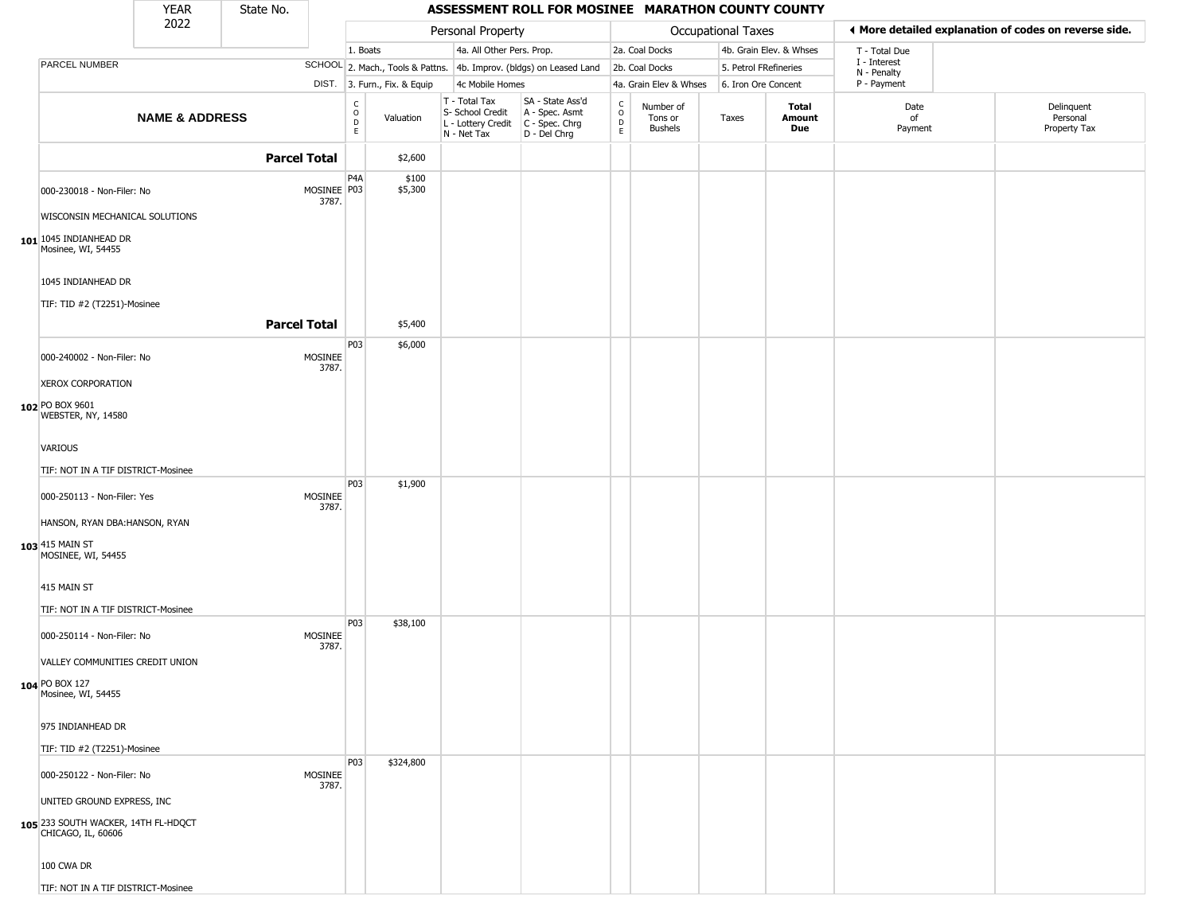| YEAR 2022 | State No. | ASSESSMENT ROLL FOR MOSINEE MARATHON COUNTY COUNTY | | | | | | | | | | |
|---|---|---|---|---|---|---|---|---|---|---|---|---|

| | | Personal Property | | | | Occupational Taxes | | | | ◀ More detailed explanation of codes on reverse side. | | |
|---|---|---|---|---|---|---|---|---|---|---|---|---|
| | | 1. Boats | | 4a. All Other Pers. Prop. | | 2a. Coal Docks | | 4b. Grain Elev. & Whses | | T - Total Due | | |
| PARCEL NUMBER | SCHOOL | 2. Mach., Tools & Pattns. | | 4b. Improv. (bldgs) on Leased Land | | 2b. Coal Docks | | 5. Petrol FRefineries | | I - Interest, N - Penalty | | |
| | DIST. | 3. Furn., Fix. & Equip | | 4c Mobile Homes | | 4a. Grain Elev & Whses | | 6. Iron Ore Concent | | P - Payment | | |
| **NAME & ADDRESS** | | CODE | Valuation | T - Total Tax, S- School Credit, L - Lottery Credit, N - Net Tax | SA - State Ass'd, A - Spec. Asmt, C - Spec. Chrg, D - Del Chrg | CODE | Number of Tons or Bushels | Taxes | **Total Amount Due** | Date of Payment | Delinquent Personal Property Tax | |
| **Parcel Total** | | | $2,600 | | | | | | | | | |
| **101** 000-230018 - Non-Filer: No<br>WISCONSIN MECHANICAL SOLUTIONS<br>1045 INDIANHEAD DR<br>Mosinee, WI, 54455<br>1045 INDIANHEAD DR<br>TIF: TID #2 (T2251)-Mosinee | MOSINEE 3787. | P4A<br>P03 | $100<br>$5,300 | | | | | | | | | |
| **Parcel Total** | | | $5,400 | | | | | | | | | |
| **102** 000-240002 - Non-Filer: No<br>XEROX CORPORATION<br>PO BOX 9601<br>WEBSTER, NY, 14580<br>VARIOUS<br>TIF: NOT IN A TIF DISTRICT-Mosinee | MOSINEE 3787. | P03 | $6,000 | | | | | | | | | |
| **103** 000-250113 - Non-Filer: Yes<br>HANSON, RYAN DBA:HANSON, RYAN<br>415 MAIN ST<br>MOSINEE, WI, 54455<br>415 MAIN ST<br>TIF: NOT IN A TIF DISTRICT-Mosinee | MOSINEE 3787. | P03 | $1,900 | | | | | | | | | |
| **104** 000-250114 - Non-Filer: No<br>VALLEY COMMUNITIES CREDIT UNION<br>PO BOX 127<br>Mosinee, WI, 54455<br>975 INDIANHEAD DR<br>TIF: TID #2 (T2251)-Mosinee | MOSINEE 3787. | P03 | $38,100 | | | | | | | | | |
| **105** 000-250122 - Non-Filer: No<br>UNITED GROUND EXPRESS, INC<br>233 SOUTH WACKER, 14TH FL-HDQCT<br>CHICAGO, IL, 60606<br>100 CWA DR<br>TIF: NOT IN A TIF DISTRICT-Mosinee | MOSINEE 3787. | P03 | $324,800 | | | | | | | | | |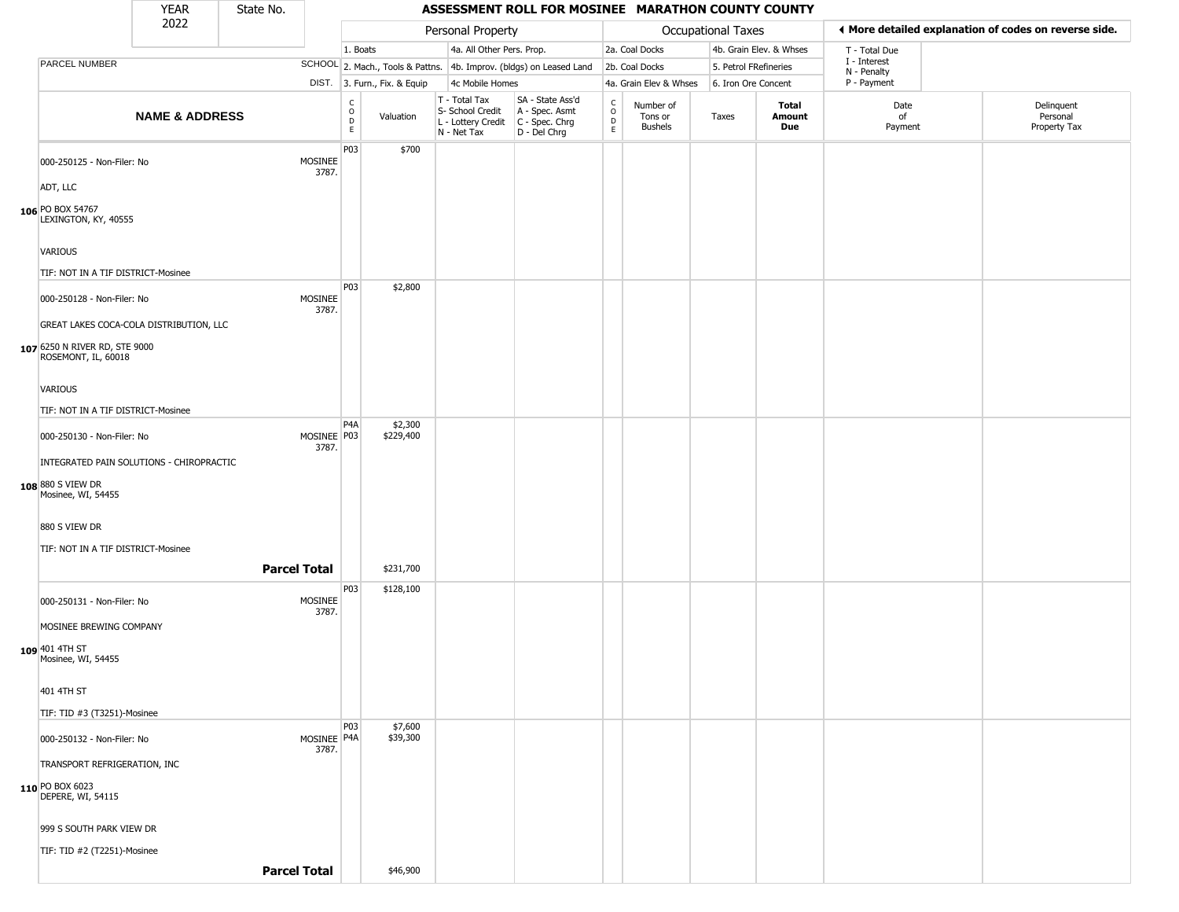| YEAR 2022 | State No. | | ASSESSMENT ROLL FOR MOSINEE MARATHON COUNTY COUNTY | | | | | | | | | |
|---|---|---|---|---|---|---|---|---|---|---|---|---|

| | | Personal Property | | | | Occupational Taxes | | | | ◀ More detailed explanation of codes on reverse side. | |
|---|---|---|---|---|---|---|---|---|---|---|---|
| PARCEL NUMBER | SCHOOL DIST. | 1. Boats<br>2. Mach., Tools & Pattns.<br>3. Furn., Fix. & Equip | | 4a. All Other Pers. Prop.<br>4b. Improv. (bldgs) on Leased Land<br>4c Mobile Homes | | 2a. Coal Docks<br>2b. Coal Docks<br>4a. Grain Elev & Whses | | 4b. Grain Elev. & Whses<br>5. Petrol FRefineries<br>6. Iron Ore Concent | | T - Total Due<br>I - Interest<br>N - Penalty<br>P - Payment | |
| **NAME & ADDRESS** | | CODE | Valuation | T - Total Tax<br>S- School Credit<br>L - Lottery Credit<br>N - Net Tax | SA - State Ass'd<br>A - Spec. Asmt<br>C - Spec. Chrg<br>D - Del Chrg | CODE | Number of Tons or Bushels | Taxes | **Total Amount Due** | Date of Payment | Delinquent Personal Property Tax |
| 000-250125 - Non-Filer: No<br>ADT, LLC<br>**106** PO BOX 54767<br>LEXINGTON, KY, 40555<br>VARIOUS<br>TIF: NOT IN A TIF DISTRICT-Mosinee | MOSINEE 3787. | P03 | $700 | | | | | | | | |
| 000-250128 - Non-Filer: No<br>GREAT LAKES COCA-COLA DISTRIBUTION, LLC<br>**107** 6250 N RIVER RD, STE 9000<br>ROSEMONT, IL, 60018<br>VARIOUS<br>TIF: NOT IN A TIF DISTRICT-Mosinee | MOSINEE 3787. | P03 | $2,800 | | | | | | | | |
| 000-250130 - Non-Filer: No<br>INTEGRATED PAIN SOLUTIONS - CHIROPRACTIC<br>**108** 880 S VIEW DR<br>Mosinee, WI, 54455<br>880 S VIEW DR<br>TIF: NOT IN A TIF DISTRICT-Mosinee | MOSINEE 3787. | P4A<br>P03 | $2,300<br>$229,400 | | | | | | | | |
| **Parcel Total** | | | $231,700 | | | | | | | | |
| 000-250131 - Non-Filer: No<br>MOSINEE BREWING COMPANY<br>**109** 401 4TH ST<br>Mosinee, WI, 54455<br>401 4TH ST<br>TIF: TID #3 (T3251)-Mosinee | MOSINEE 3787. | P03 | $128,100 | | | | | | | | |
| 000-250132 - Non-Filer: No<br>TRANSPORT REFRIGERATION, INC<br>**110** PO BOX 6023<br>DEPERE, WI, 54115<br>999 S SOUTH PARK VIEW DR<br>TIF: TID #2 (T2251)-Mosinee | MOSINEE 3787. | P03<br>P4A | $7,600<br>$39,300 | | | | | | | | |
| **Parcel Total** | | | $46,900 | | | | | | | | |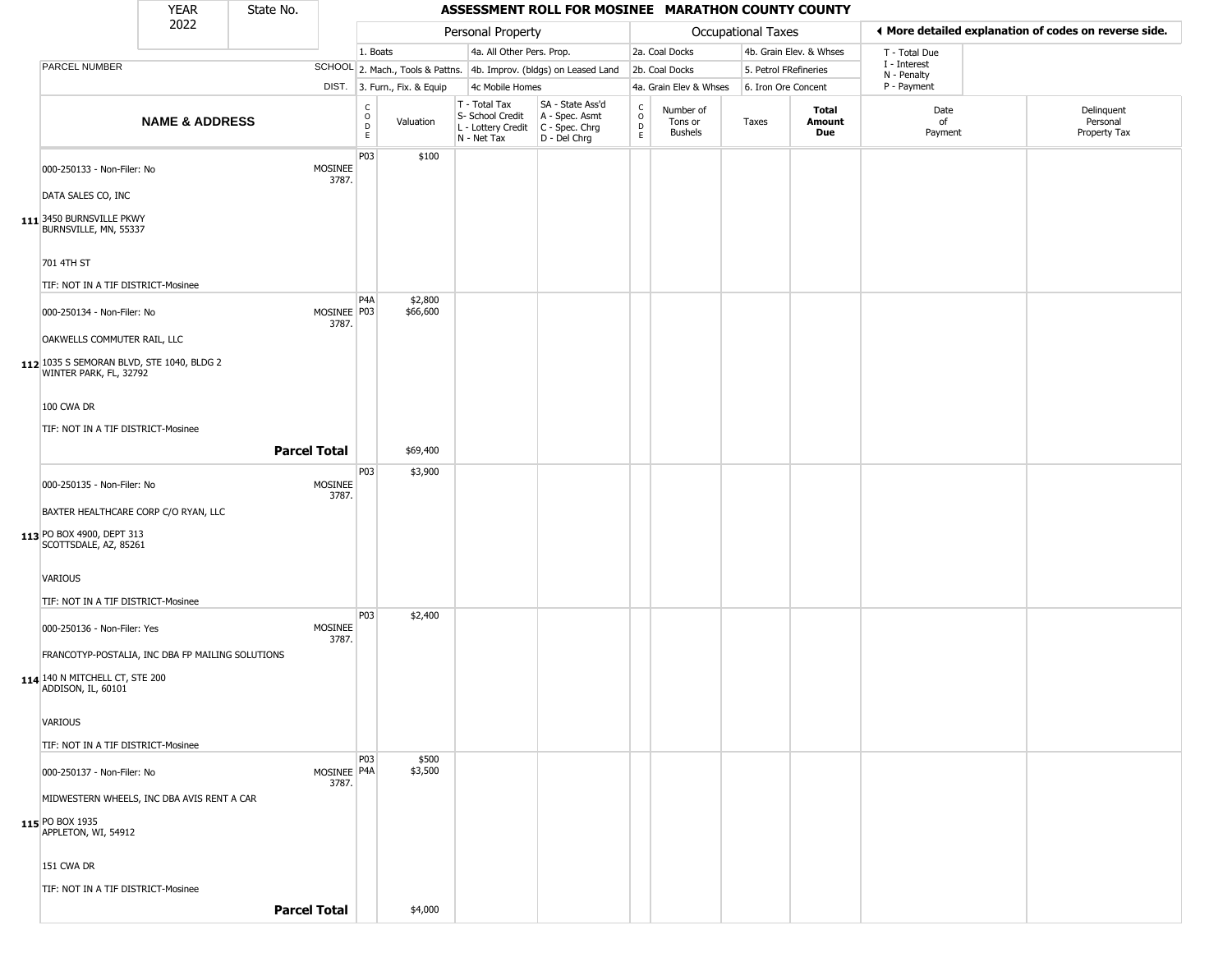| YEAR 2022 | State No. | | ASSESSMENT ROLL FOR MOSINEE MARATHON COUNTY COUNTY | | | | | | | | | | |
|---|---|---|---|---|---|---|---|---|---|---|---|---|---|

| | | Personal Property | | | | Occupational Taxes | | | | ◀ More detailed explanation of codes on reverse side. | |
|---|---|---|---|---|---|---|---|---|---|---|---|
| PARCEL NUMBER | SCHOOL DIST. | 1. Boats | | 4a. All Other Pers. Prop. | | 2a. Coal Docks | | 4b. Grain Elev. & Whses | | T - Total Due | |
| | | 2. Mach., Tools & Pattns. | | 4b. Improv. (bldgs) on Leased Land | | 2b. Coal Docks | | 5. Petrol FRefineries | | I - Interest | |
| | | 3. Furn., Fix. & Equip | | 4c Mobile Homes | | 4a. Grain Elev & Whses | | 6. Iron Ore Concent | | N - Penalty | |
| | | | | | | | | | | P - Payment | |

| | NAME & ADDRESS | | CODE | Valuation | T - Total Tax S- School Credit L - Lottery Credit N - Net Tax | SA - State Ass'd A - Spec. Asmt C - Spec. Chrg D - Del Chrg | CODE | Number of Tons or Bushels | Taxes | Total Amount Due | Date of Payment | Delinquent Personal Property Tax |
|---|---|---|---|---|---|---|---|---|---|---|---|---|
| 111 | 000-250133 - Non-Filer: No<br>DATA SALES CO, INC<br>3450 BURNSVILLE PKWY<br>BURNSVILLE, MN, 55337<br>701 4TH ST<br>TIF: NOT IN A TIF DISTRICT-Mosinee | MOSINEE 3787. | P03 | $100 | | | | | | | | |
| 112 | 000-250134 - Non-Filer: No<br>OAKWELLS COMMUTER RAIL, LLC<br>1035 S SEMORAN BLVD, STE 1040, BLDG 2<br>WINTER PARK, FL, 32792<br>100 CWA DR<br>TIF: NOT IN A TIF DISTRICT-Mosinee | MOSINEE 3787. | P4A<br>P03 | $2,800<br>$66,600 | | | | | | | | |
| | **Parcel Total** | | | $69,400 | | | | | | | | |
| 113 | 000-250135 - Non-Filer: No<br>BAXTER HEALTHCARE CORP C/O RYAN, LLC<br>PO BOX 4900, DEPT 313<br>SCOTTSDALE, AZ, 85261<br>VARIOUS<br>TIF: NOT IN A TIF DISTRICT-Mosinee | MOSINEE 3787. | P03 | $3,900 | | | | | | | | |
| 114 | 000-250136 - Non-Filer: Yes<br>FRANCOTYP-POSTALIA, INC DBA FP MAILING SOLUTIONS<br>140 N MITCHELL CT, STE 200<br>ADDISON, IL, 60101<br>VARIOUS<br>TIF: NOT IN A TIF DISTRICT-Mosinee | MOSINEE 3787. | P03 | $2,400 | | | | | | | | |
| 115 | 000-250137 - Non-Filer: No<br>MIDWESTERN WHEELS, INC DBA AVIS RENT A CAR<br>PO BOX 1935<br>APPLETON, WI, 54912<br>151 CWA DR<br>TIF: NOT IN A TIF DISTRICT-Mosinee | MOSINEE 3787. | P03<br>P4A | $500<br>$3,500 | | | | | | | | |
| | **Parcel Total** | | | $4,000 | | | | | | | | |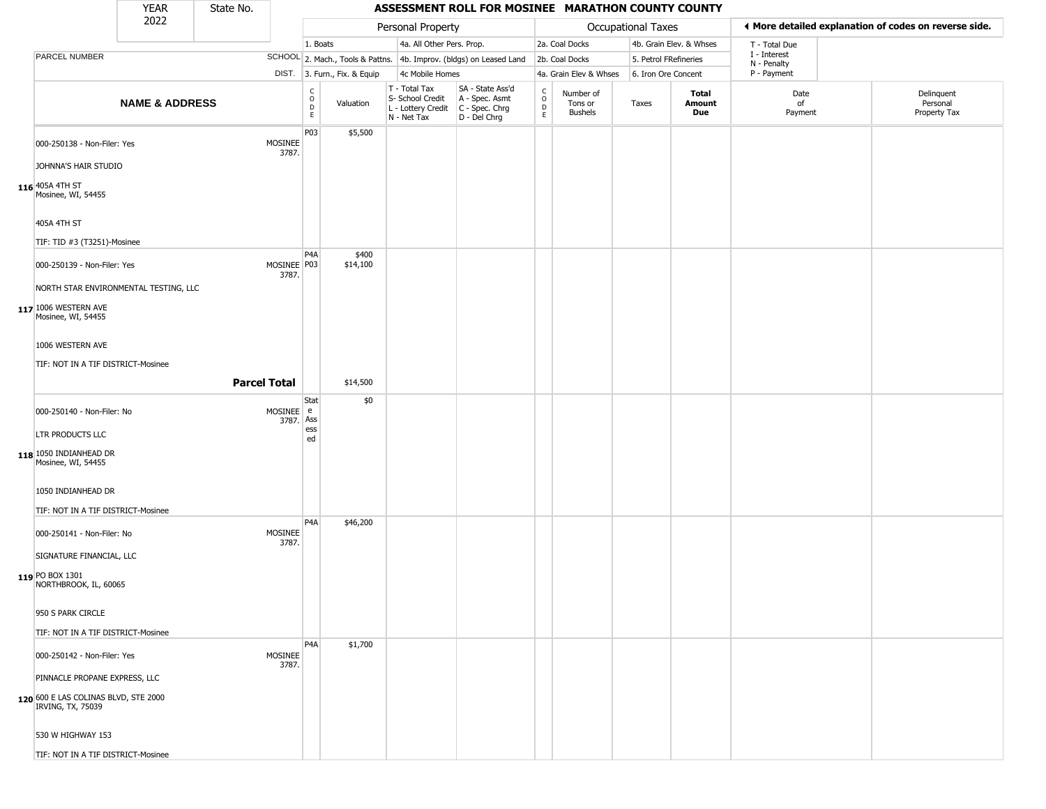| YEAR | State No. | ASSESSMENT ROLL FOR MOSINEE MARATHON COUNTY COUNTY |
|---|---|---|
| 2022 | | |

| | | Personal Property | | | | Occupational Taxes | | | | ◀ More detailed explanation of codes on reverse side. | |
|---|---|---|---|---|---|---|---|---|---|---|---|
| PARCEL NUMBER | SCHOOL DIST. | 1. Boats<br>2. Mach., Tools & Pattns.<br>3. Furn., Fix. & Equip | | 4a. All Other Pers. Prop.<br>4b. Improv. (bldgs) on Leased Land<br>4c Mobile Homes | | 2a. Coal Docks<br>2b. Coal Docks<br>4a. Grain Elev & Whses | | 4b. Grain Elev. & Whses<br>5. Petrol FRefineries<br>6. Iron Ore Concent | | T - Total Due<br>I - Interest<br>N - Penalty<br>P - Payment | |
| **NAME & ADDRESS** | | CODE | Valuation | T - Total Tax<br>S- School Credit<br>L - Lottery Credit<br>N - Net Tax | SA - State Ass'd<br>A - Spec. Asmt<br>C - Spec. Chrg<br>D - Del Chrg | CODE | Number of Tons or Bushels | Taxes | **Total Amount Due** | Date of Payment | Delinquent Personal Property Tax |
| 116 000-250138 - Non-Filer: Yes<br>JOHNNA'S HAIR STUDIO<br>405A 4TH ST<br>Mosinee, WI, 54455<br>405A 4TH ST<br>TIF: TID #3 (T3251)-Mosinee | MOSINEE 3787. | P03 | $5,500 | | | | | | | | |
| 117 000-250139 - Non-Filer: Yes<br>NORTH STAR ENVIRONMENTAL TESTING, LLC<br>1006 WESTERN AVE<br>Mosinee, WI, 54455<br>1006 WESTERN AVE<br>TIF: NOT IN A TIF DISTRICT-Mosinee | MOSINEE 3787. | P4A<br>P03 | $400<br>$14,100 | | | | | | | | |
| **Parcel Total** | | | $14,500 | | | | | | | | |
| 118 000-250140 - Non-Filer: No<br>LTR PRODUCTS LLC<br>1050 INDIANHEAD DR<br>Mosinee, WI, 54455<br>1050 INDIANHEAD DR<br>TIF: NOT IN A TIF DISTRICT-Mosinee | MOSINEE 3787. | State Assessed | $0 | | | | | | | | |
| 119 000-250141 - Non-Filer: No<br>SIGNATURE FINANCIAL, LLC<br>PO BOX 1301<br>NORTHBROOK, IL, 60065<br>950 S PARK CIRCLE<br>TIF: NOT IN A TIF DISTRICT-Mosinee | MOSINEE 3787. | P4A | $46,200 | | | | | | | | |
| 120 000-250142 - Non-Filer: Yes<br>PINNACLE PROPANE EXPRESS, LLC<br>600 E LAS COLINAS BLVD, STE 2000<br>IRVING, TX, 75039<br>530 W HIGHWAY 153<br>TIF: NOT IN A TIF DISTRICT-Mosinee | MOSINEE 3787. | P4A | $1,700 | | | | | | | | |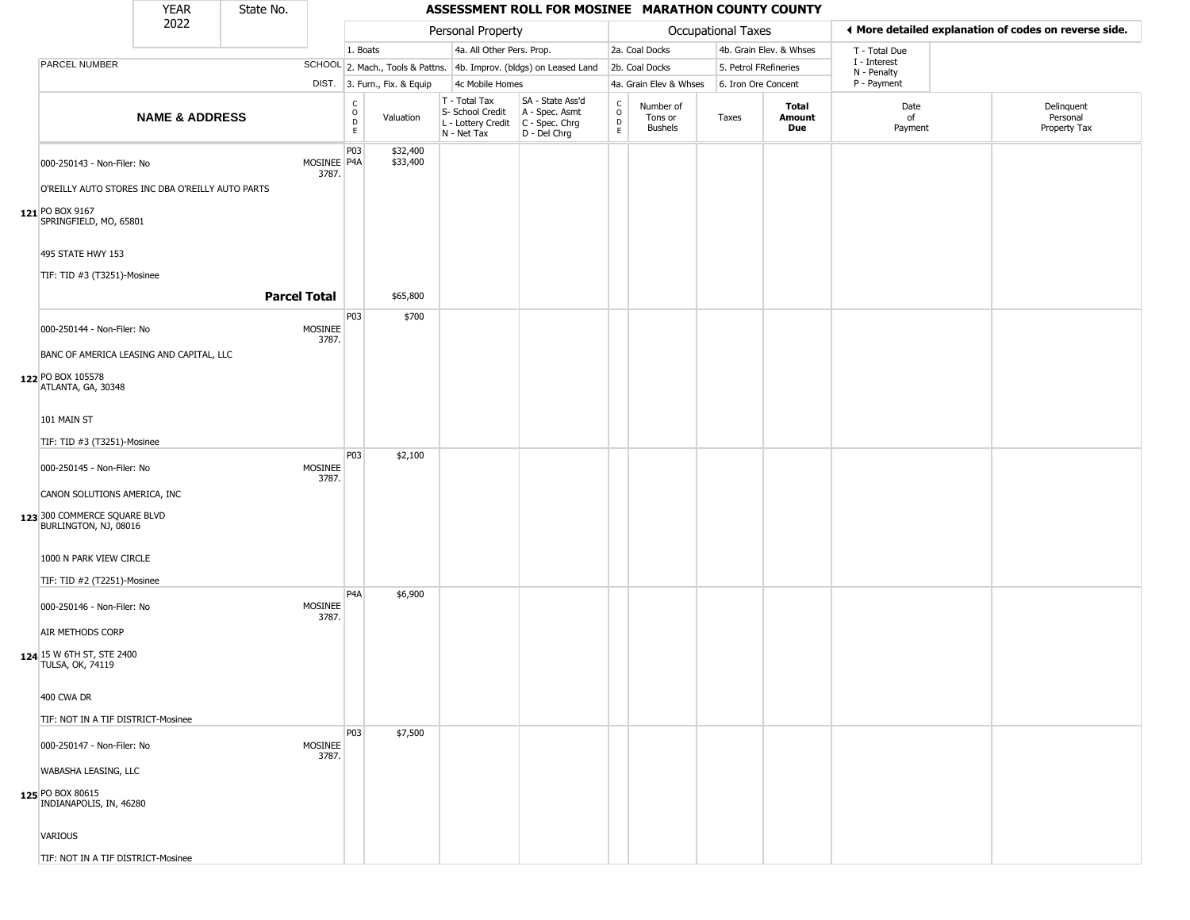| YEAR 2022 | State No. | ASSESSMENT ROLL FOR MOSINEE MARATHON COUNTY COUNTY |
|---|---|---|

| | | Personal Property | | | | Occupational Taxes | | | | ◄ More detailed explanation of codes on reverse side. | |
|---|---|---|---|---|---|---|---|---|---|---|---|
| | | 1. Boats | | 4a. All Other Pers. Prop. | | 2a. Coal Docks | | 4b. Grain Elev. & Whses | | T - Total Due | |
| PARCEL NUMBER | SCHOOL | 2. Mach., Tools & Pattns. | | 4b. Improv. (bldgs) on Leased Land | | 2b. Coal Docks | | 5. Petrol FRefineries | | I - Interest, N - Penalty | |
| | DIST. | 3. Furn., Fix. & Equip | | 4c Mobile Homes | | 4a. Grain Elev & Whses | | 6. Iron Ore Concent | | P - Payment | |
| **NAME & ADDRESS** | | CODE | Valuation | T - Total Tax, S- School Credit, L - Lottery Credit, N - Net Tax | SA - State Ass'd, A - Spec. Asmt, C - Spec. Chrg, D - Del Chrg | CODE | Number of Tons or Bushels | Taxes | **Total Amount Due** | Date of Payment | Delinquent Personal Property Tax |
| 000-250143 - Non-Filer: No | MOSINEE 3787. | P03 | $32,400 | | | | | | | | |
| | | P4A | $33,400 | | | | | | | | |
| O'REILLY AUTO STORES INC DBA O'REILLY AUTO PARTS | | | | | | | | | | | |
| 121 PO BOX 9167 SPRINGFIELD, MO, 65801 | | | | | | | | | | | |
| 495 STATE HWY 153 | | | | | | | | | | | |
| TIF: TID #3 (T3251)-Mosinee | | | | | | | | | | | |
| | **Parcel Total** | | $65,800 | | | | | | | | |
| 000-250144 - Non-Filer: No | MOSINEE 3787. | P03 | $700 | | | | | | | | |
| BANC OF AMERICA LEASING AND CAPITAL, LLC | | | | | | | | | | | |
| 122 PO BOX 105578 ATLANTA, GA, 30348 | | | | | | | | | | | |
| 101 MAIN ST | | | | | | | | | | | |
| TIF: TID #3 (T3251)-Mosinee | | | | | | | | | | | |
| 000-250145 - Non-Filer: No | MOSINEE 3787. | P03 | $2,100 | | | | | | | | |
| CANON SOLUTIONS AMERICA, INC | | | | | | | | | | | |
| 123 300 COMMERCE SQUARE BLVD BURLINGTON, NJ, 08016 | | | | | | | | | | | |
| 1000 N PARK VIEW CIRCLE | | | | | | | | | | | |
| TIF: TID #2 (T2251)-Mosinee | | | | | | | | | | | |
| 000-250146 - Non-Filer: No | MOSINEE 3787. | P4A | $6,900 | | | | | | | | |
| AIR METHODS CORP | | | | | | | | | | | |
| 124 15 W 6TH ST, STE 2400 TULSA, OK, 74119 | | | | | | | | | | | |
| 400 CWA DR | | | | | | | | | | | |
| TIF: NOT IN A TIF DISTRICT-Mosinee | | | | | | | | | | | |
| 000-250147 - Non-Filer: No | MOSINEE 3787. | P03 | $7,500 | | | | | | | | |
| WABASHA LEASING, LLC | | | | | | | | | | | |
| 125 PO BOX 80615 INDIANAPOLIS, IN, 46280 | | | | | | | | | | | |
| VARIOUS | | | | | | | | | | | |
| TIF: NOT IN A TIF DISTRICT-Mosinee | | | | | | | | | | | |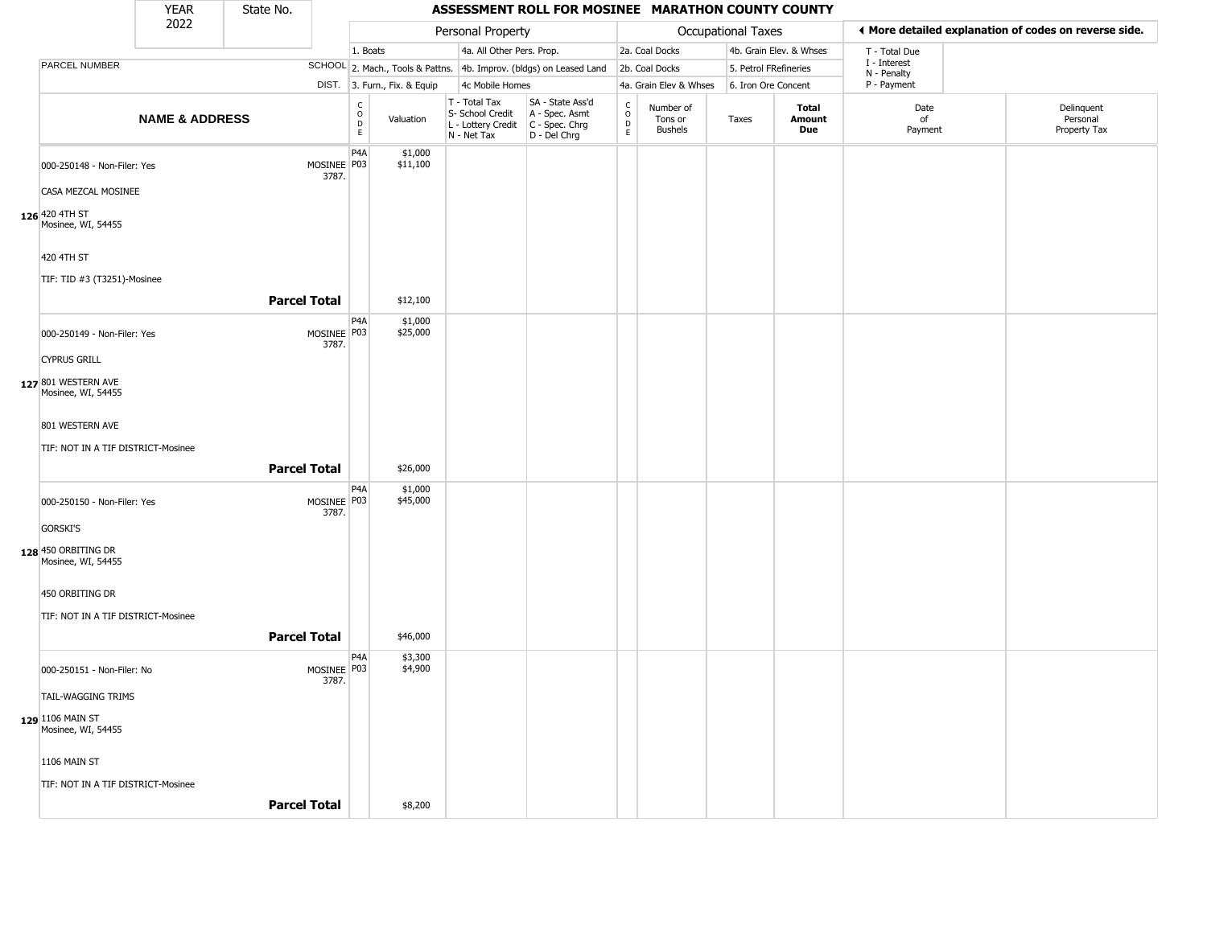| YEAR 2022 | State No. | ASSESSMENT ROLL FOR MOSINEE MARATHON COUNTY COUNTY |
|---|---|---|

| | | Personal Property | | | | Occupational Taxes | | | | ◂ More detailed explanation of codes on reverse side. | |
|---|---|---|---|---|---|---|---|---|---|---|---|
| | | 1. Boats | | 4a. All Other Pers. Prop. | | 2a. Coal Docks | | 4b. Grain Elev. & Whses | | T - Total Due | |
| PARCEL NUMBER | SCHOOL | 2. Mach., Tools & Pattns. | | 4b. Improv. (bldgs) on Leased Land | | 2b. Coal Docks | | 5. Petrol FRefineries | | I - Interest N - Penalty | |
| | DIST. | 3. Furn., Fix. & Equip | | 4c Mobile Homes | | 4a. Grain Elev & Whses | | 6. Iron Ore Concent | | P - Payment | |

| NAME & ADDRESS | SCHOOL DIST. | CODE | Valuation | T - Total Tax S- School Credit L - Lottery Credit N - Net Tax | SA - State Ass'd A - Spec. Asmt C - Spec. Chrg D - Del Chrg | CODE | Number of Tons or Bushels | Taxes | Total Amount Due | Date of Payment | Delinquent Personal Property Tax |
|---|---|---|---|---|---|---|---|---|---|---|---|
| 126 000-250148 - Non-Filer: Yes<br>CASA MEZCAL MOSINEE<br>420 4TH ST<br>Mosinee, WI, 54455<br>420 4TH ST<br>TIF: TID #3 (T3251)-Mosinee | MOSINEE 3787. | P4A<br>P03 | $1,000<br>$11,100 | | | | | | | | |
| **Parcel Total** | | | $12,100 | | | | | | | | |
| 127 000-250149 - Non-Filer: Yes<br>CYPRUS GRILL<br>801 WESTERN AVE<br>Mosinee, WI, 54455<br>801 WESTERN AVE<br>TIF: NOT IN A TIF DISTRICT-Mosinee | MOSINEE 3787. | P4A<br>P03 | $1,000<br>$25,000 | | | | | | | | |
| **Parcel Total** | | | $26,000 | | | | | | | | |
| 128 000-250150 - Non-Filer: Yes<br>GORSKI'S<br>450 ORBITING DR<br>Mosinee, WI, 54455<br>450 ORBITING DR<br>TIF: NOT IN A TIF DISTRICT-Mosinee | MOSINEE 3787. | P4A<br>P03 | $1,000<br>$45,000 | | | | | | | | |
| **Parcel Total** | | | $46,000 | | | | | | | | |
| 129 000-250151 - Non-Filer: No<br>TAIL-WAGGING TRIMS<br>1106 MAIN ST<br>Mosinee, WI, 54455<br>1106 MAIN ST<br>TIF: NOT IN A TIF DISTRICT-Mosinee | MOSINEE 3787. | P4A<br>P03 | $3,300<br>$4,900 | | | | | | | | |
| **Parcel Total** | | | $8,200 | | | | | | | | |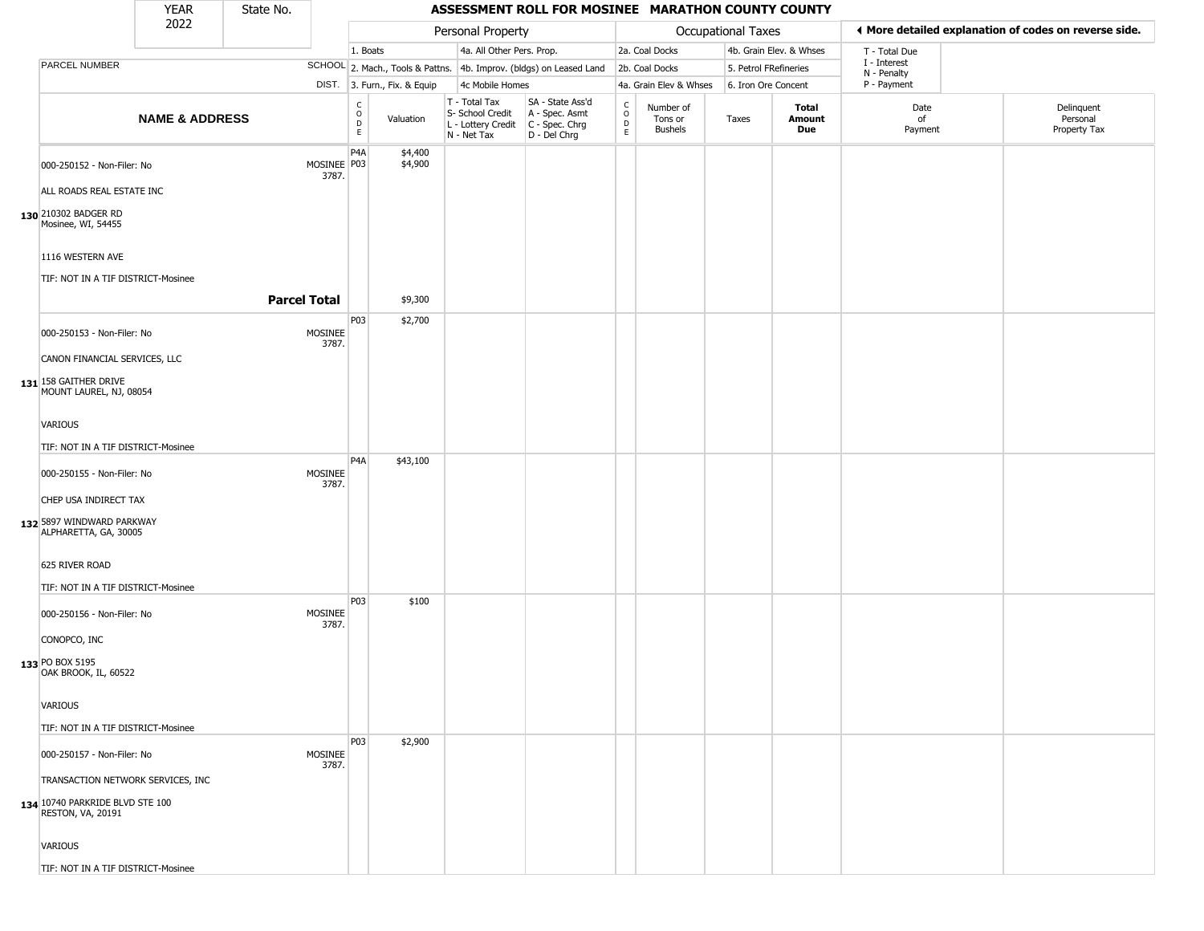| YEAR 2022 | State No. | ASSESSMENT ROLL FOR MOSINEE MARATHON COUNTY COUNTY |
|---|---|---|

**Personal Property:** 1. Boats; 2. Mach., Tools & Pattns.; 3. Furn., Fix. & Equip; 4a. All Other Pers. Prop.; 4b. Improv. (bldgs) on Leased Land; 4c Mobile Homes

**Occupational Taxes:** 2a. Coal Docks; 2b. Coal Docks; 4a. Grain Elev & Whses; 4b. Grain Elev. & Whses; 5. Petrol FRefineries; 6. Iron Ore Concent

◄ More detailed explanation of codes on reverse side.

T - Total Due; I - Interest; N - Penalty; P - Payment

| | PARCEL NUMBER / NAME & ADDRESS | SCHOOL DIST. | CODE | Valuation | T - Total Tax S- School Credit L - Lottery Credit N - Net Tax | SA - State Ass'd A - Spec. Asmt C - Spec. Chrg D - Del Chrg | CODE | Number of Tons or Bushels | Taxes | Total Amount Due | Date of Payment | Delinquent Personal Property Tax |
|---|---|---|---|---|---|---|---|---|---|---|---|---|
| 130 | 000-250152 - Non-Filer: No<br>ALL ROADS REAL ESTATE INC<br>210302 BADGER RD<br>Mosinee, WI, 54455<br>1116 WESTERN AVE<br>TIF: NOT IN A TIF DISTRICT-Mosinee | MOSINEE 3787. | P4A<br>P03 | $4,400<br>$4,900 | | | | | | | | |
| | **Parcel Total** | | | $9,300 | | | | | | | | |
| 131 | 000-250153 - Non-Filer: No<br>CANON FINANCIAL SERVICES, LLC<br>158 GAITHER DRIVE<br>MOUNT LAUREL, NJ, 08054<br>VARIOUS<br>TIF: NOT IN A TIF DISTRICT-Mosinee | MOSINEE 3787. | P03 | $2,700 | | | | | | | | |
| 132 | 000-250155 - Non-Filer: No<br>CHEP USA INDIRECT TAX<br>5897 WINDWARD PARKWAY<br>ALPHARETTA, GA, 30005<br>625 RIVER ROAD<br>TIF: NOT IN A TIF DISTRICT-Mosinee | MOSINEE 3787. | P4A | $43,100 | | | | | | | | |
| 133 | 000-250156 - Non-Filer: No<br>CONOPCO, INC<br>PO BOX 5195<br>OAK BROOK, IL, 60522<br>VARIOUS<br>TIF: NOT IN A TIF DISTRICT-Mosinee | MOSINEE 3787. | P03 | $100 | | | | | | | | |
| 134 | 000-250157 - Non-Filer: No<br>TRANSACTION NETWORK SERVICES, INC<br>10740 PARKRIDE BLVD STE 100<br>RESTON, VA, 20191<br>VARIOUS<br>TIF: NOT IN A TIF DISTRICT-Mosinee | MOSINEE 3787. | P03 | $2,900 | | | | | | | | |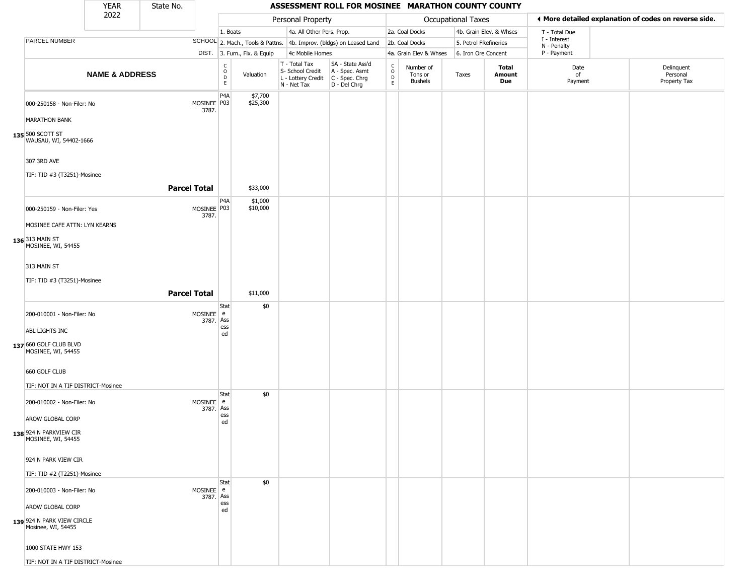# ASSESSMENT ROLL FOR MOSINEE MARATHON COUNTY COUNTY

YEAR 2022 | State No.

| PARCEL NUMBER / NAME & ADDRESS | SCHOOL DIST. | CODE | Valuation | T - Total Tax / S- School Credit / L - Lottery Credit / N - Net Tax | SA - State Ass'd / A - Spec. Asmt / C - Spec. Chrg / D - Del Chrg | CODE | Number of Tons or Bushels | Taxes | Total Amount Due | Date of Payment | Delinquent Personal Property Tax |
|---|---|---|---|---|---|---|---|---|---|---|---|
| 135 000-250158 - Non-Filer: No<br>MARATHON BANK<br>500 SCOTT ST<br>WAUSAU, WI, 54402-1666<br>307 3RD AVE<br>TIF: TID #3 (T3251)-Mosinee | MOSINEE 3787. | P4A<br>P03 | $7,700<br>$25,300 | | | | | | | | |
| **Parcel Total** | | | $33,000 | | | | | | | | |
| 136 000-250159 - Non-Filer: Yes<br>MOSINEE CAFE ATTN: LYN KEARNS<br>313 MAIN ST<br>MOSINEE, WI, 54455<br>313 MAIN ST<br>TIF: TID #3 (T3251)-Mosinee | MOSINEE 3787. | P4A<br>P03 | $1,000<br>$10,000 | | | | | | | | |
| **Parcel Total** | | | $11,000 | | | | | | | | |
| 137 200-010001 - Non-Filer: No<br>ABL LIGHTS INC<br>660 GOLF CLUB BLVD<br>MOSINEE, WI, 54455<br>660 GOLF CLUB<br>TIF: NOT IN A TIF DISTRICT-Mosinee | MOSINEE 3787. | State Assessed | $0 | | | | | | | | |
| 138 200-010002 - Non-Filer: No<br>AROW GLOBAL CORP<br>924 N PARKVIEW CIR<br>MOSINEE, WI, 54455<br>924 N PARK VIEW CIR<br>TIF: TID #2 (T2251)-Mosinee | MOSINEE 3787. | State Assessed | $0 | | | | | | | | |
| 139 200-010003 - Non-Filer: No<br>AROW GLOBAL CORP<br>924 N PARK VIEW CIRCLE<br>Mosinee, WI, 54455<br>1000 STATE HWY 153<br>TIF: NOT IN A TIF DISTRICT-Mosinee | MOSINEE 3787. | State Assessed | $0 | | | | | | | | |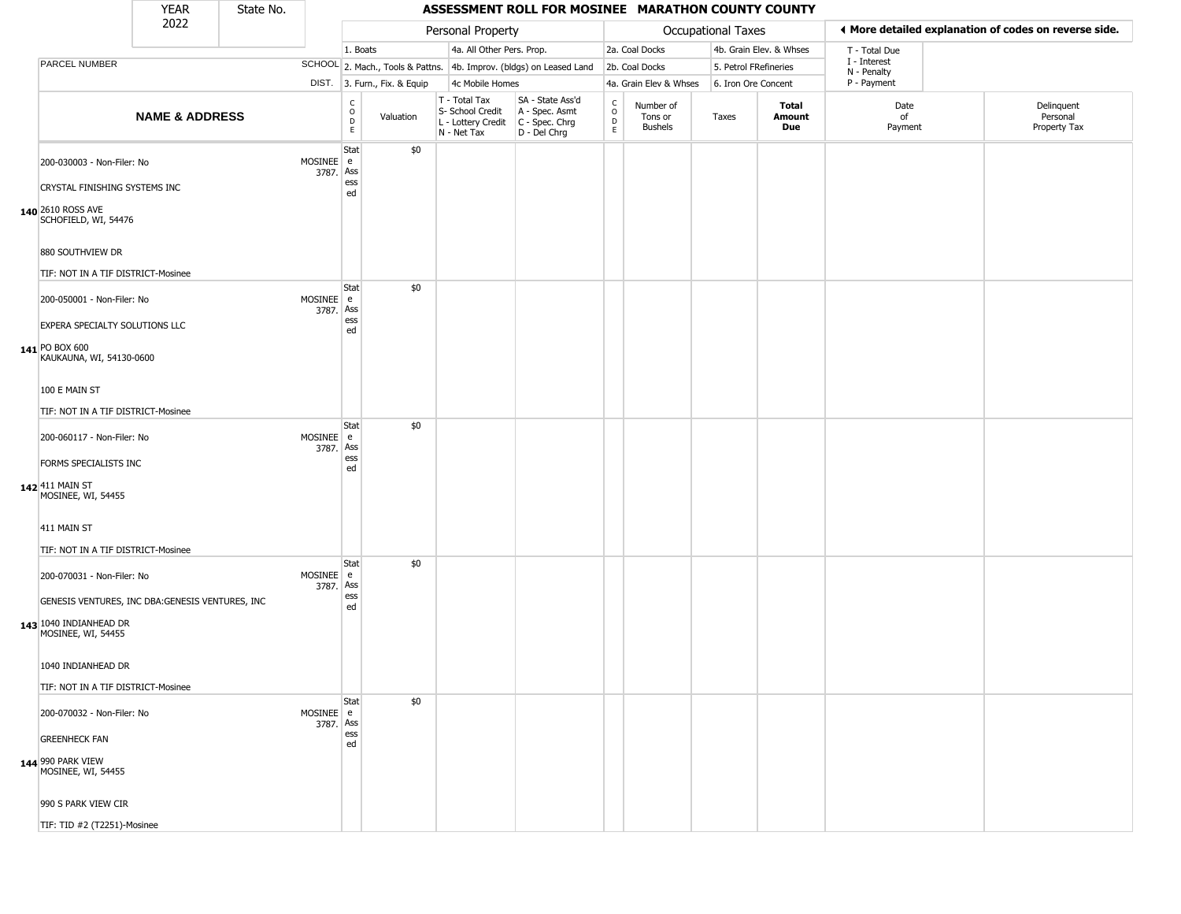| YEAR 2022 | State No. |
|---|---|

# ASSESSMENT ROLL FOR MOSINEE MARATHON COUNTY COUNTY

◄ More detailed explanation of codes on reverse side.

| | PARCEL NUMBER / NAME & ADDRESS | SCHOOL DIST. | Personal Property CODE | Valuation | T - Total Tax / S- School Credit / L - Lottery Credit / N - Net Tax | SA - State Ass'd / A - Spec. Asmt / C - Spec. Chrg / D - Del Chrg | Occupational Taxes CODE | Number of Tons or Bushels | Taxes | Total Amount Due | Date of Payment | Delinquent Personal Property Tax |
|---|---|---|---|---|---|---|---|---|---|---|---|---|
| | Personal Property: 1. Boats; 2. Mach., Tools & Pattns.; 3. Furn., Fix. & Equip; 4a. All Other Pers. Prop.; 4b. Improv. (bldgs) on Leased Land; 4c Mobile Homes | | | | | | Occupational Taxes: 2a. Coal Docks; 2b. Coal Docks; 4a. Grain Elev & Whses; 4b. Grain Elev. & Whses; 5. Petrol FRefineries; 6. Iron Ore Concent | | | | T - Total Due; I - Interest; N - Penalty; P - Payment | |
| 140 | 200-030003 - Non-Filer: No<br>CRYSTAL FINISHING SYSTEMS INC<br>2610 ROSS AVE<br>SCHOFIELD, WI, 54476<br>880 SOUTHVIEW DR<br>TIF: NOT IN A TIF DISTRICT-Mosinee | MOSINEE 3787. | State Assessed | $0 | | | | | | | | |
| 141 | 200-050001 - Non-Filer: No<br>EXPERA SPECIALTY SOLUTIONS LLC<br>PO BOX 600<br>KAUKAUNA, WI, 54130-0600<br>100 E MAIN ST<br>TIF: NOT IN A TIF DISTRICT-Mosinee | MOSINEE 3787. | State Assessed | $0 | | | | | | | | |
| 142 | 200-060117 - Non-Filer: No<br>FORMS SPECIALISTS INC<br>411 MAIN ST<br>MOSINEE, WI, 54455<br>411 MAIN ST<br>TIF: NOT IN A TIF DISTRICT-Mosinee | MOSINEE 3787. | State Assessed | $0 | | | | | | | | |
| 143 | 200-070031 - Non-Filer: No<br>GENESIS VENTURES, INC DBA:GENESIS VENTURES, INC<br>1040 INDIANHEAD DR<br>MOSINEE, WI, 54455<br>1040 INDIANHEAD DR<br>TIF: NOT IN A TIF DISTRICT-Mosinee | MOSINEE 3787. | State Assessed | $0 | | | | | | | | |
| 144 | 200-070032 - Non-Filer: No<br>GREENHECK FAN<br>990 PARK VIEW<br>MOSINEE, WI, 54455<br>990 S PARK VIEW CIR<br>TIF: TID #2 (T2251)-Mosinee | MOSINEE 3787. | State Assessed | $0 | | | | | | | | |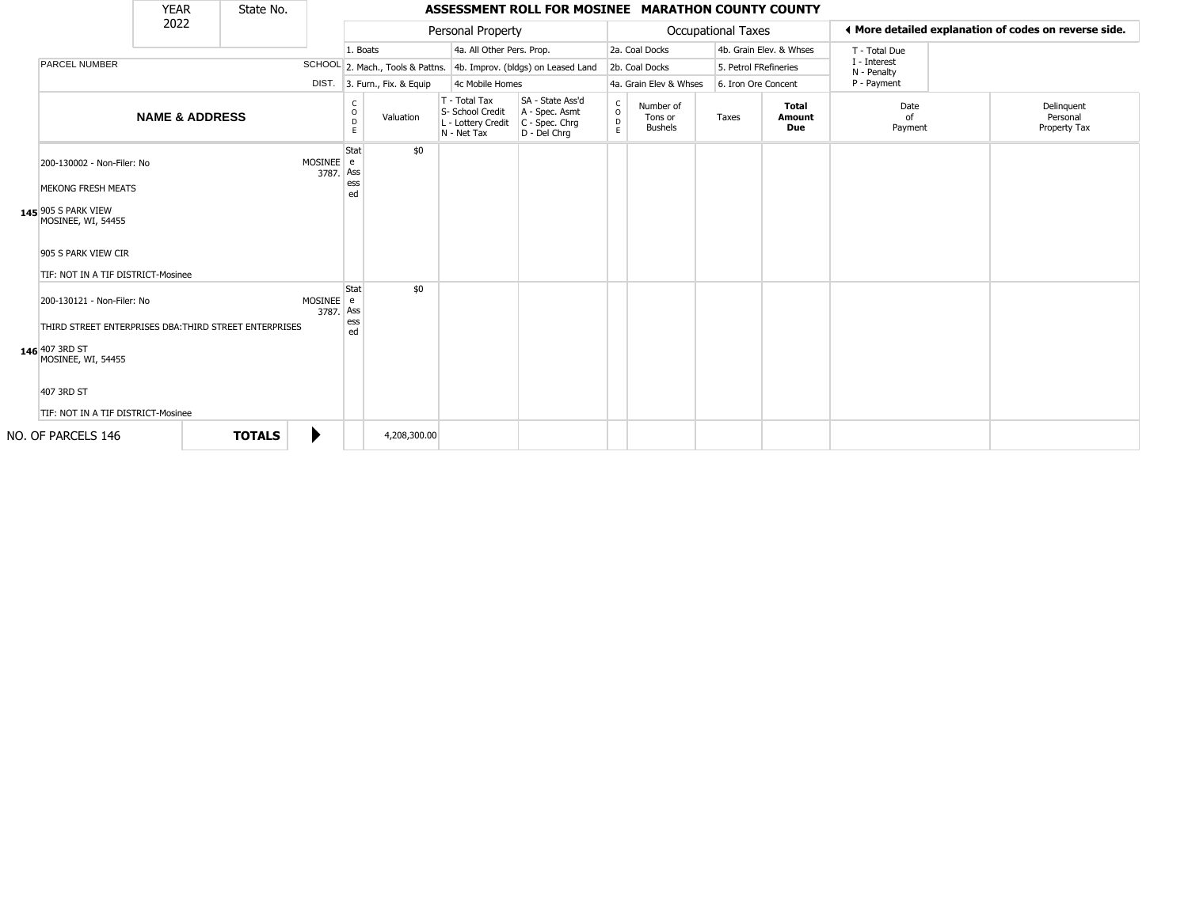| YEAR 2022 | State No. | ASSESSMENT ROLL FOR MOSINEE MARATHON COUNTY COUNTY | | | | | | | | | |
|---|---|---|---|---|---|---|---|---|---|---|---|

| | | | Personal Property | | | | Occupational Taxes | | | ◀ More detailed explanation of codes on reverse side. | |
|---|---|---|---|---|---|---|---|---|---|---|---|
| | | | 1. Boats | | 4a. All Other Pers. Prop. | | 2a. Coal Docks | | 4b. Grain Elev. & Whses | T - Total Due | |
| PARCEL NUMBER | | SCHOOL | 2. Mach., Tools & Pattns. | | 4b. Improv. (bldgs) on Leased Land | | 2b. Coal Docks | | 5. Petrol FRefineries | I - Interest N - Penalty | |
| | | DIST. | 3. Furn., Fix. & Equip | | 4c Mobile Homes | | 4a. Grain Elev & Whses | | 6. Iron Ore Concent | P - Payment | |

| | NAME & ADDRESS | SCHOOL DIST. | CODE | Valuation | T - Total Tax S- School Credit L - Lottery Credit N - Net Tax | SA - State Ass'd A - Spec. Asmt C - Spec. Chrg D - Del Chrg | CODE | Number of Tons or Bushels | Taxes | Total Amount Due | Date of Payment | Delinquent Personal Property Tax |
|---|---|---|---|---|---|---|---|---|---|---|---|---|
| 145 | 200-130002 - Non-Filer: No<br>MEKONG FRESH MEATS<br>905 S PARK VIEW<br>MOSINEE, WI, 54455<br>905 S PARK VIEW CIR<br>TIF: NOT IN A TIF DISTRICT-Mosinee | MOSINEE 3787. | State Assessed | $0 | | | | | | | | |
| 146 | 200-130121 - Non-Filer: No<br>THIRD STREET ENTERPRISES DBA:THIRD STREET ENTERPRISES<br>407 3RD ST<br>MOSINEE, WI, 54455<br>407 3RD ST<br>TIF: NOT IN A TIF DISTRICT-Mosinee | MOSINEE 3787. | State Assessed | $0 | | | | | | | | |
| | NO. OF PARCELS 146 | **TOTALS** ▶ | | 4,208,300.00 | | | | | | | | |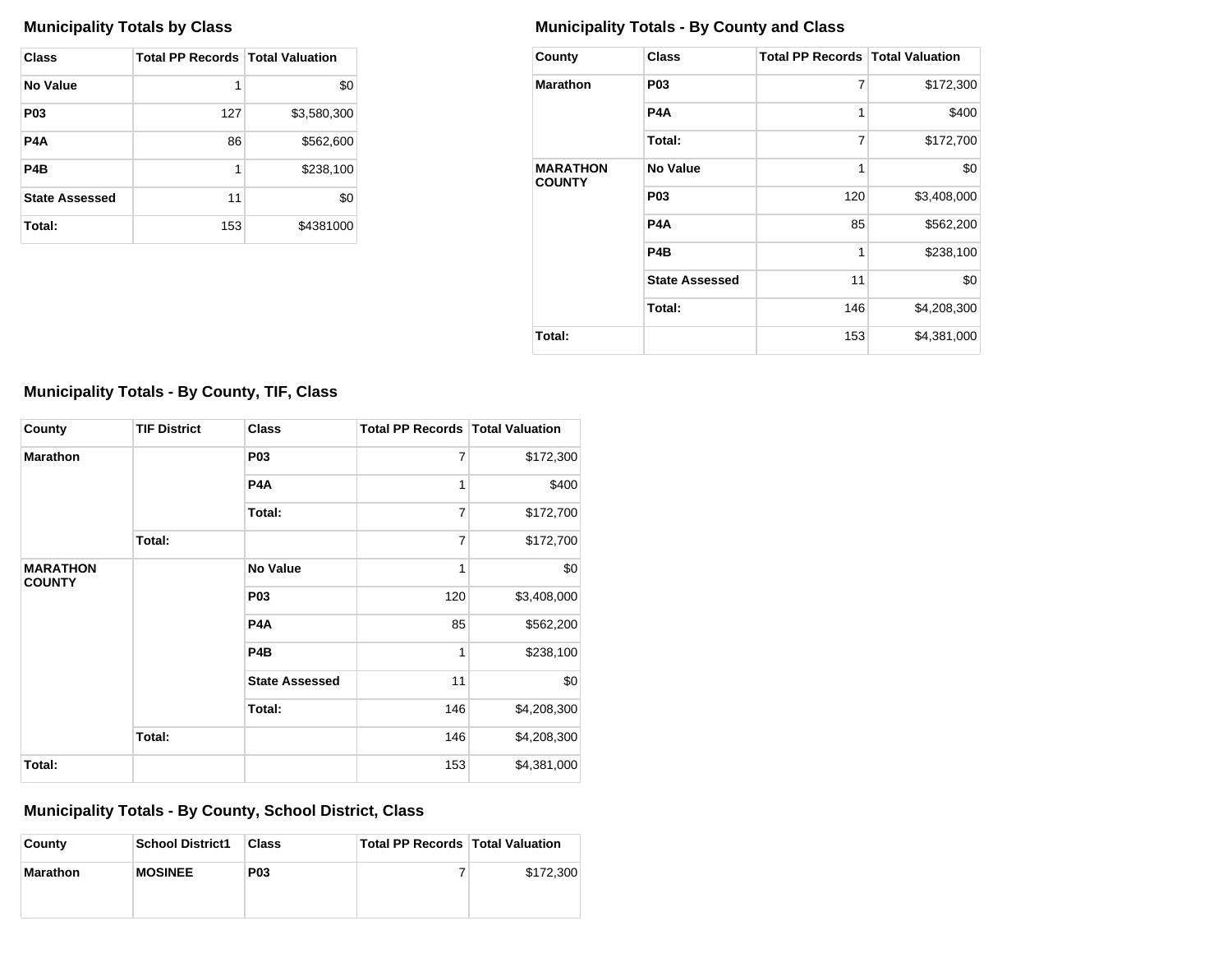## Municipality Totals by Class

| Class | Total PP Records | Total Valuation |
|---|---|---|
| No Value | 1 | $0 |
| P03 | 127 | $3,580,300 |
| P4A | 86 | $562,600 |
| P4B | 1 | $238,100 |
| State Assessed | 11 | $0 |
| Total: | 153 | $4381000 |

## Municipality Totals - By County and Class

| County | Class | Total PP Records | Total Valuation |
|---|---|---|---|
| Marathon | P03 | 7 | $172,300 |
| | P4A | 1 | $400 |
| | Total: | 7 | $172,700 |
| MARATHON COUNTY | No Value | 1 | $0 |
| | P03 | 120 | $3,408,000 |
| | P4A | 85 | $562,200 |
| | P4B | 1 | $238,100 |
| | State Assessed | 11 | $0 |
| | Total: | 146 | $4,208,300 |
| Total: | | 153 | $4,381,000 |

## Municipality Totals - By County, TIF, Class

| County | TIF District | Class | Total PP Records | Total Valuation |
|---|---|---|---|---|
| Marathon | | P03 | 7 | $172,300 |
| | | P4A | 1 | $400 |
| | | Total: | 7 | $172,700 |
| | Total: | | 7 | $172,700 |
| MARATHON COUNTY | | No Value | 1 | $0 |
| | | P03 | 120 | $3,408,000 |
| | | P4A | 85 | $562,200 |
| | | P4B | 1 | $238,100 |
| | | State Assessed | 11 | $0 |
| | | Total: | 146 | $4,208,300 |
| | Total: | | 146 | $4,208,300 |
| Total: | | | 153 | $4,381,000 |

## Municipality Totals - By County, School District, Class

| County | School District1 | Class | Total PP Records | Total Valuation |
|---|---|---|---|---|
| Marathon | MOSINEE | P03 | 7 | $172,300 |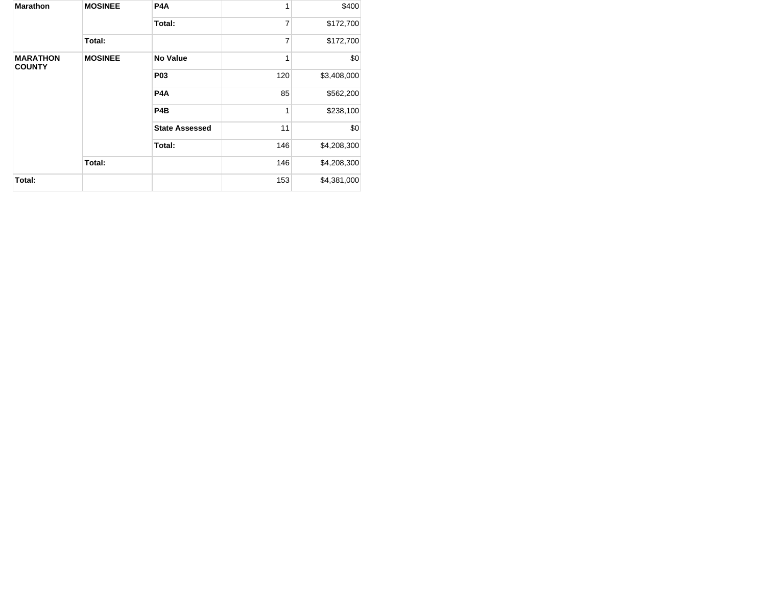| | | | | |
|---|---|---|---|---|
| **Marathon** | **MOSINEE** | **P4A** | 1 | $400 |
| | | **Total:** | 7 | $172,700 |
| | **Total:** | | 7 | $172,700 |
| **MARATHON COUNTY** | **MOSINEE** | **No Value** | 1 | $0 |
| | | **P03** | 120 | $3,408,000 |
| | | **P4A** | 85 | $562,200 |
| | | **P4B** | 1 | $238,100 |
| | | **State Assessed** | 11 | $0 |
| | | **Total:** | 146 | $4,208,300 |
| | **Total:** | | 146 | $4,208,300 |
| **Total:** | | | 153 | $4,381,000 |